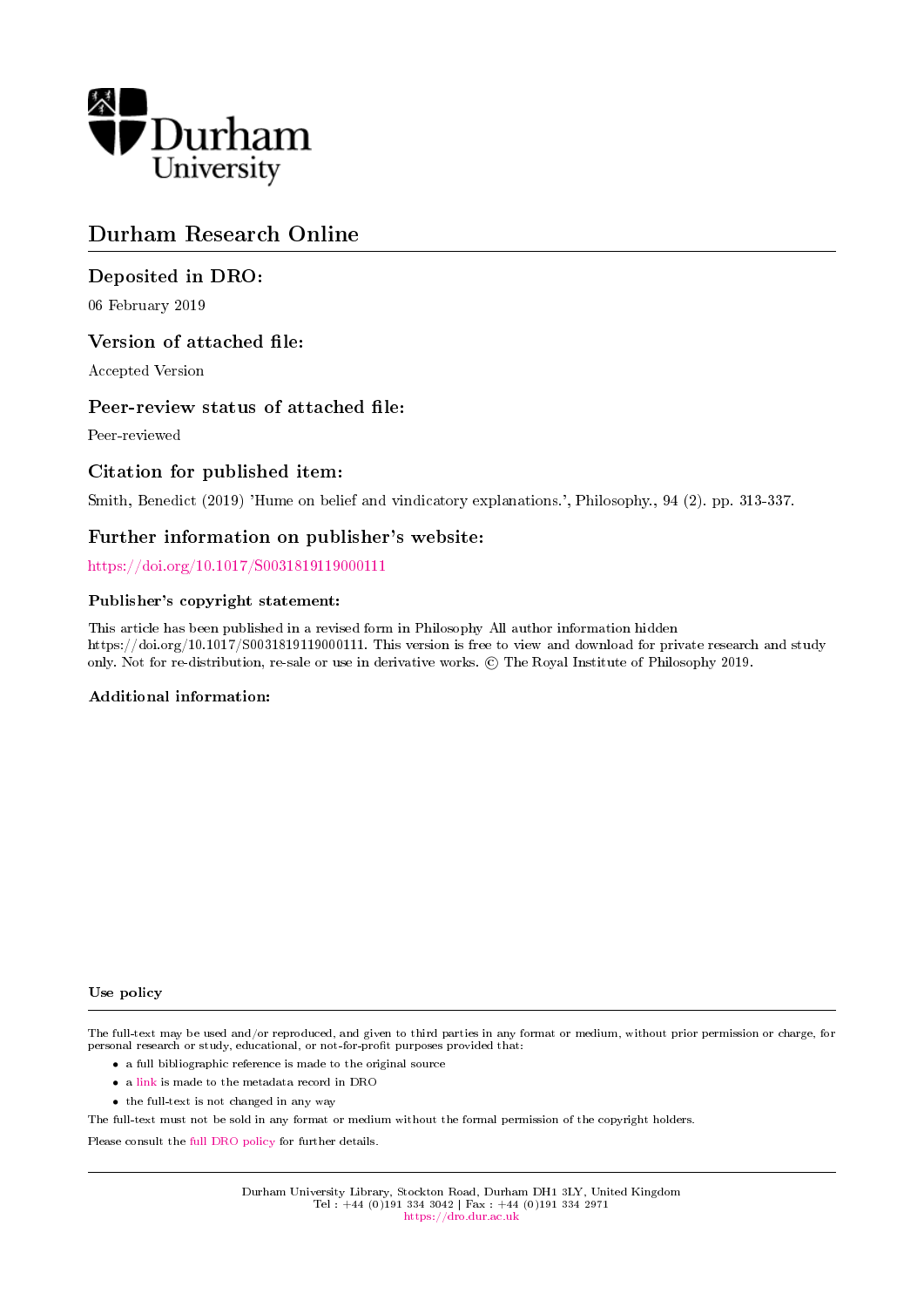Durham University

# Durham Research Online

## Deposited in DRO:

06 February 2019

## Version of attached file:

Accepted Version

## Peer-review status of attached file:

Peer-reviewed

## Citation for published item:

Smith, Benedict (2019) 'Hume on belief and vindicatory explanations.', Philosophy., 94 (2). pp. 313-337.

## Further information on publisher's website:

https://doi.org/10.1017/S0031819119000111

### Publisher's copyright statement:

This article has been published in a revised form in Philosophy All author information hidden https://doi.org/10.1017/S0031819119000111. This version is free to view and download for private research and study only. Not for re-distribution, re-sale or use in derivative works. © The Royal Institute of Philosophy 2019.

### Additional information:

### Use policy

The full-text may be used and/or reproduced, and given to third parties in any format or medium, without prior permission or charge, for personal research or study, educational, or not-for-profit purposes provided that:

- a full bibliographic reference is made to the original source
- a link is made to the metadata record in DRO
- the full-text is not changed in any way

The full-text must not be sold in any format or medium without the formal permission of the copyright holders.

Please consult the full DRO policy for further details.

Durham University Library, Stockton Road, Durham DH1 3LY, United Kingdom
Tel : +44 (0)191 334 3042 | Fax : +44 (0)191 334 2971
https://dro.dur.ac.uk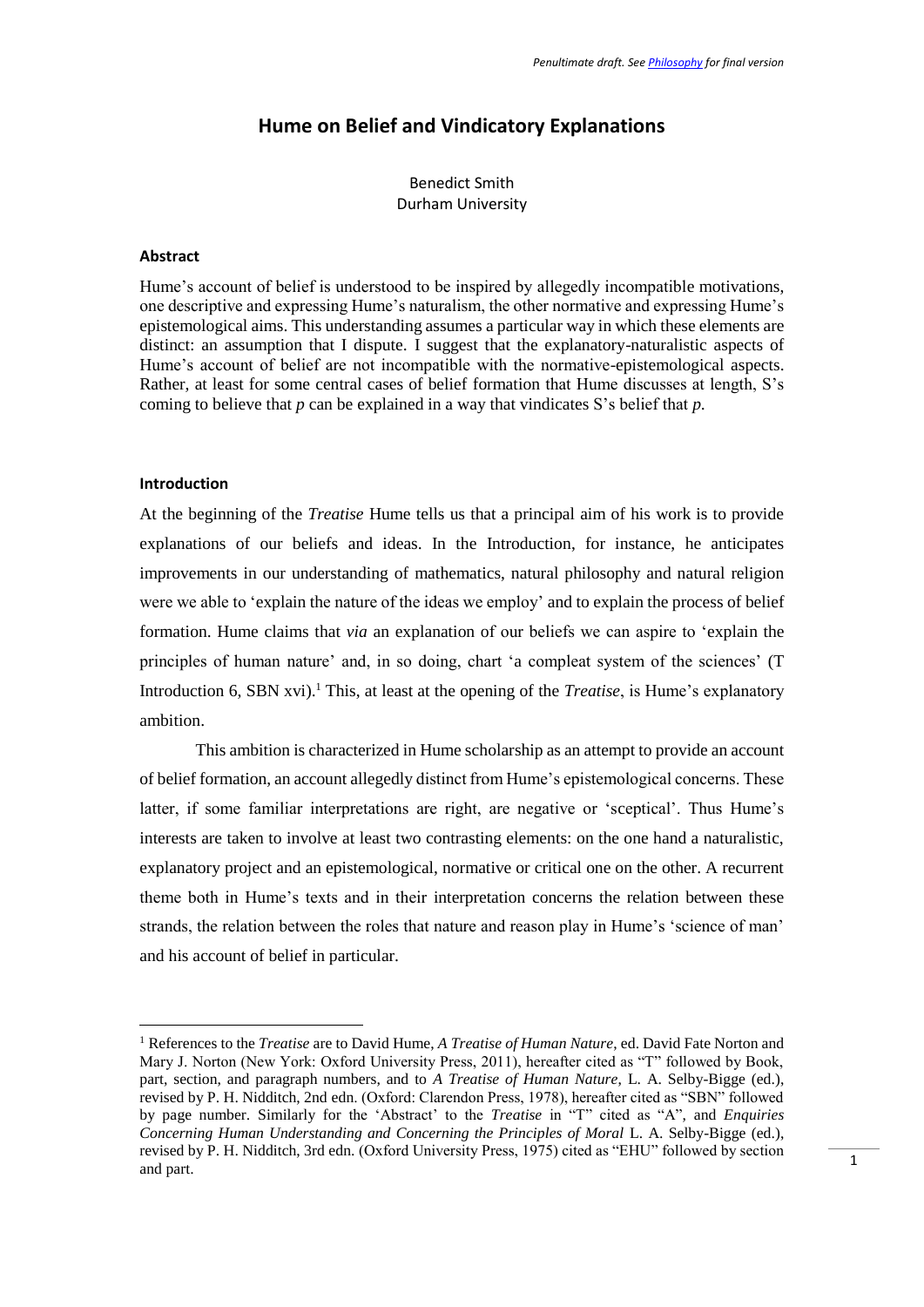# Hume on Belief and Vindicatory Explanations

Benedict Smith
Durham University

## Abstract

Hume's account of belief is understood to be inspired by allegedly incompatible motivations, one descriptive and expressing Hume's naturalism, the other normative and expressing Hume's epistemological aims. This understanding assumes a particular way in which these elements are distinct: an assumption that I dispute. I suggest that the explanatory-naturalistic aspects of Hume's account of belief are not incompatible with the normative-epistemological aspects. Rather, at least for some central cases of belief formation that Hume discusses at length, S's coming to believe that *p* can be explained in a way that vindicates S's belief that *p*.

## Introduction

At the beginning of the *Treatise* Hume tells us that a principal aim of his work is to provide explanations of our beliefs and ideas. In the Introduction, for instance, he anticipates improvements in our understanding of mathematics, natural philosophy and natural religion were we able to 'explain the nature of the ideas we employ' and to explain the process of belief formation. Hume claims that *via* an explanation of our beliefs we can aspire to 'explain the principles of human nature' and, in so doing, chart 'a compleat system of the sciences' (T Introduction 6, SBN xvi).[1] This, at least at the opening of the *Treatise*, is Hume's explanatory ambition.

This ambition is characterized in Hume scholarship as an attempt to provide an account of belief formation, an account allegedly distinct from Hume's epistemological concerns. These latter, if some familiar interpretations are right, are negative or 'sceptical'. Thus Hume's interests are taken to involve at least two contrasting elements: on the one hand a naturalistic, explanatory project and an epistemological, normative or critical one on the other. A recurrent theme both in Hume's texts and in their interpretation concerns the relation between these strands, the relation between the roles that nature and reason play in Hume's 'science of man' and his account of belief in particular.

[1] References to the *Treatise* are to David Hume, *A Treatise of Human Nature*, ed. David Fate Norton and Mary J. Norton (New York: Oxford University Press, 2011), hereafter cited as "T" followed by Book, part, section, and paragraph numbers, and to *A Treatise of Human Nature*, L. A. Selby-Bigge (ed.), revised by P. H. Nidditch, 2nd edn. (Oxford: Clarendon Press, 1978), hereafter cited as "SBN" followed by page number. Similarly for the 'Abstract' to the *Treatise* in "T" cited as "A", and *Enquiries Concerning Human Understanding and Concerning the Principles of Moral* L. A. Selby-Bigge (ed.), revised by P. H. Nidditch, 3rd edn. (Oxford University Press, 1975) cited as "EHU" followed by section and part.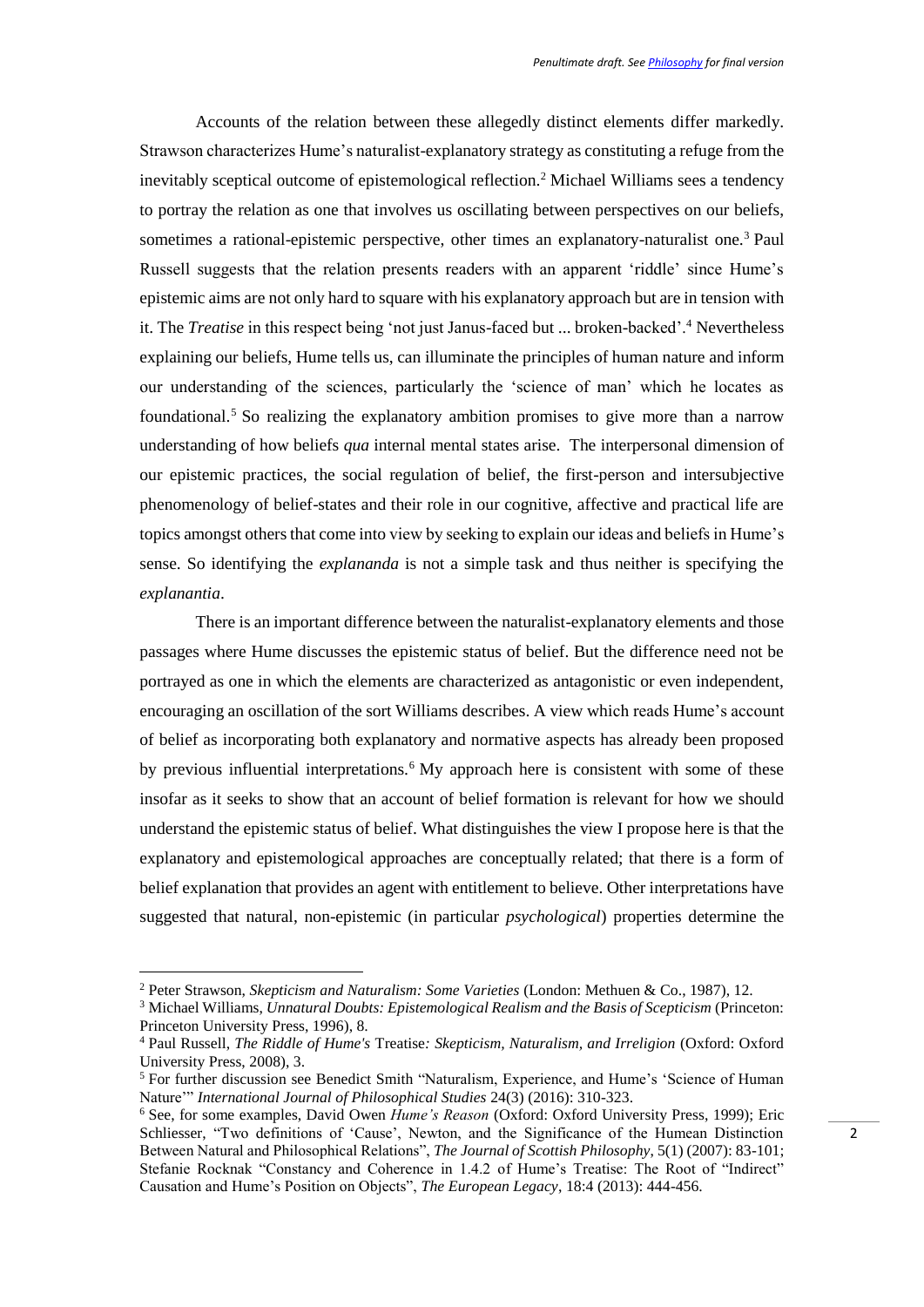Accounts of the relation between these allegedly distinct elements differ markedly. Strawson characterizes Hume's naturalist-explanatory strategy as constituting a refuge from the inevitably sceptical outcome of epistemological reflection.[2] Michael Williams sees a tendency to portray the relation as one that involves us oscillating between perspectives on our beliefs, sometimes a rational-epistemic perspective, other times an explanatory-naturalist one.[3] Paul Russell suggests that the relation presents readers with an apparent 'riddle' since Hume's epistemic aims are not only hard to square with his explanatory approach but are in tension with it. The *Treatise* in this respect being 'not just Janus-faced but ... broken-backed'.[4] Nevertheless explaining our beliefs, Hume tells us, can illuminate the principles of human nature and inform our understanding of the sciences, particularly the 'science of man' which he locates as foundational.[5] So realizing the explanatory ambition promises to give more than a narrow understanding of how beliefs *qua* internal mental states arise. The interpersonal dimension of our epistemic practices, the social regulation of belief, the first-person and intersubjective phenomenology of belief-states and their role in our cognitive, affective and practical life are topics amongst others that come into view by seeking to explain our ideas and beliefs in Hume's sense. So identifying the *explananda* is not a simple task and thus neither is specifying the *explanantia*.

There is an important difference between the naturalist-explanatory elements and those passages where Hume discusses the epistemic status of belief. But the difference need not be portrayed as one in which the elements are characterized as antagonistic or even independent, encouraging an oscillation of the sort Williams describes. A view which reads Hume's account of belief as incorporating both explanatory and normative aspects has already been proposed by previous influential interpretations.[6] My approach here is consistent with some of these insofar as it seeks to show that an account of belief formation is relevant for how we should understand the epistemic status of belief. What distinguishes the view I propose here is that the explanatory and epistemological approaches are conceptually related; that there is a form of belief explanation that provides an agent with entitlement to believe. Other interpretations have suggested that natural, non-epistemic (in particular *psychological*) properties determine the

[2] Peter Strawson, *Skepticism and Naturalism: Some Varieties* (London: Methuen & Co., 1987), 12.

[3] Michael Williams, *Unnatural Doubts: Epistemological Realism and the Basis of Scepticism* (Princeton: Princeton University Press, 1996), 8.

[4] Paul Russell, *The Riddle of Hume's* Treatise*: Skepticism, Naturalism, and Irreligion* (Oxford: Oxford University Press, 2008), 3.

[5] For further discussion see Benedict Smith "Naturalism, Experience, and Hume's 'Science of Human Nature'" *International Journal of Philosophical Studies* 24(3) (2016): 310-323.

[6] See, for some examples, David Owen *Hume's Reason* (Oxford: Oxford University Press, 1999); Eric Schliesser, "Two definitions of 'Cause', Newton, and the Significance of the Humean Distinction Between Natural and Philosophical Relations", *The Journal of Scottish Philosophy*, 5(1) (2007): 83-101; Stefanie Rocknak "Constancy and Coherence in 1.4.2 of Hume's Treatise: The Root of "Indirect" Causation and Hume's Position on Objects", *The European Legacy*, 18:4 (2013): 444-456.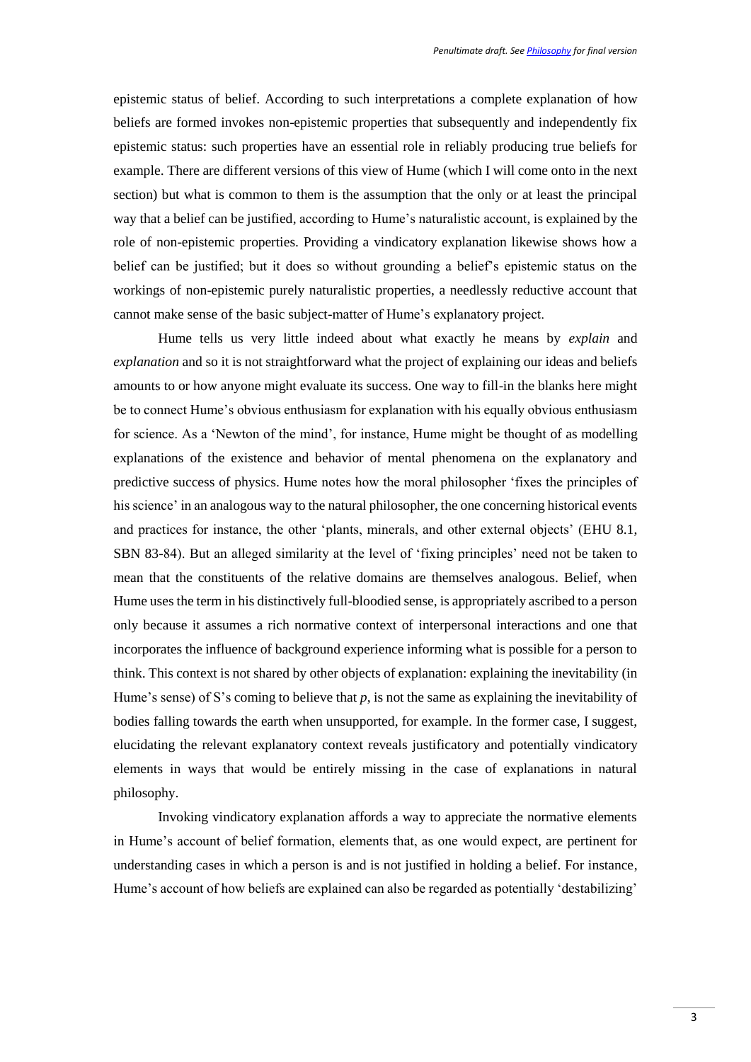epistemic status of belief. According to such interpretations a complete explanation of how beliefs are formed invokes non-epistemic properties that subsequently and independently fix epistemic status: such properties have an essential role in reliably producing true beliefs for example. There are different versions of this view of Hume (which I will come onto in the next section) but what is common to them is the assumption that the only or at least the principal way that a belief can be justified, according to Hume's naturalistic account, is explained by the role of non-epistemic properties. Providing a vindicatory explanation likewise shows how a belief can be justified; but it does so without grounding a belief's epistemic status on the workings of non-epistemic purely naturalistic properties, a needlessly reductive account that cannot make sense of the basic subject-matter of Hume's explanatory project.

Hume tells us very little indeed about what exactly he means by *explain* and *explanation* and so it is not straightforward what the project of explaining our ideas and beliefs amounts to or how anyone might evaluate its success. One way to fill-in the blanks here might be to connect Hume's obvious enthusiasm for explanation with his equally obvious enthusiasm for science. As a 'Newton of the mind', for instance, Hume might be thought of as modelling explanations of the existence and behavior of mental phenomena on the explanatory and predictive success of physics. Hume notes how the moral philosopher 'fixes the principles of his science' in an analogous way to the natural philosopher, the one concerning historical events and practices for instance, the other 'plants, minerals, and other external objects' (EHU 8.1, SBN 83-84). But an alleged similarity at the level of 'fixing principles' need not be taken to mean that the constituents of the relative domains are themselves analogous. Belief, when Hume uses the term in his distinctively full-bloodied sense, is appropriately ascribed to a person only because it assumes a rich normative context of interpersonal interactions and one that incorporates the influence of background experience informing what is possible for a person to think. This context is not shared by other objects of explanation: explaining the inevitability (in Hume's sense) of S's coming to believe that *p*, is not the same as explaining the inevitability of bodies falling towards the earth when unsupported, for example. In the former case, I suggest, elucidating the relevant explanatory context reveals justificatory and potentially vindicatory elements in ways that would be entirely missing in the case of explanations in natural philosophy.

Invoking vindicatory explanation affords a way to appreciate the normative elements in Hume's account of belief formation, elements that, as one would expect, are pertinent for understanding cases in which a person is and is not justified in holding a belief. For instance, Hume's account of how beliefs are explained can also be regarded as potentially 'destabilizing'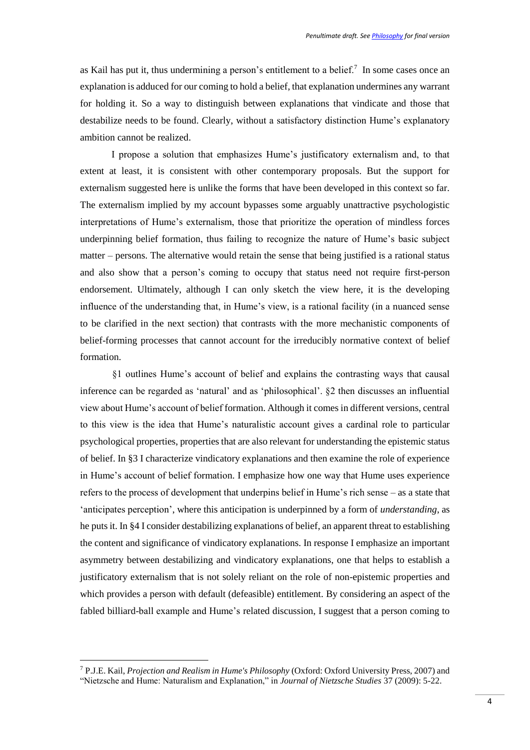as Kail has put it, thus undermining a person's entitlement to a belief.[7] In some cases once an explanation is adduced for our coming to hold a belief, that explanation undermines any warrant for holding it. So a way to distinguish between explanations that vindicate and those that destabilize needs to be found. Clearly, without a satisfactory distinction Hume's explanatory ambition cannot be realized.

I propose a solution that emphasizes Hume's justificatory externalism and, to that extent at least, it is consistent with other contemporary proposals. But the support for externalism suggested here is unlike the forms that have been developed in this context so far. The externalism implied by my account bypasses some arguably unattractive psychologistic interpretations of Hume's externalism, those that prioritize the operation of mindless forces underpinning belief formation, thus failing to recognize the nature of Hume's basic subject matter – persons. The alternative would retain the sense that being justified is a rational status and also show that a person's coming to occupy that status need not require first-person endorsement. Ultimately, although I can only sketch the view here, it is the developing influence of the understanding that, in Hume's view, is a rational facility (in a nuanced sense to be clarified in the next section) that contrasts with the more mechanistic components of belief-forming processes that cannot account for the irreducibly normative context of belief formation.

§1 outlines Hume's account of belief and explains the contrasting ways that causal inference can be regarded as 'natural' and as 'philosophical'. §2 then discusses an influential view about Hume's account of belief formation. Although it comes in different versions, central to this view is the idea that Hume's naturalistic account gives a cardinal role to particular psychological properties, properties that are also relevant for understanding the epistemic status of belief. In §3 I characterize vindicatory explanations and then examine the role of experience in Hume's account of belief formation. I emphasize how one way that Hume uses experience refers to the process of development that underpins belief in Hume's rich sense – as a state that 'anticipates perception', where this anticipation is underpinned by a form of *understanding*, as he puts it. In §4 I consider destabilizing explanations of belief, an apparent threat to establishing the content and significance of vindicatory explanations. In response I emphasize an important asymmetry between destabilizing and vindicatory explanations, one that helps to establish a justificatory externalism that is not solely reliant on the role of non-epistemic properties and which provides a person with default (defeasible) entitlement. By considering an aspect of the fabled billiard-ball example and Hume's related discussion, I suggest that a person coming to

[7] P.J.E. Kail, *Projection and Realism in Hume's Philosophy* (Oxford: Oxford University Press, 2007) and "Nietzsche and Hume: Naturalism and Explanation," in *Journal of Nietzsche Studies* 37 (2009): 5-22.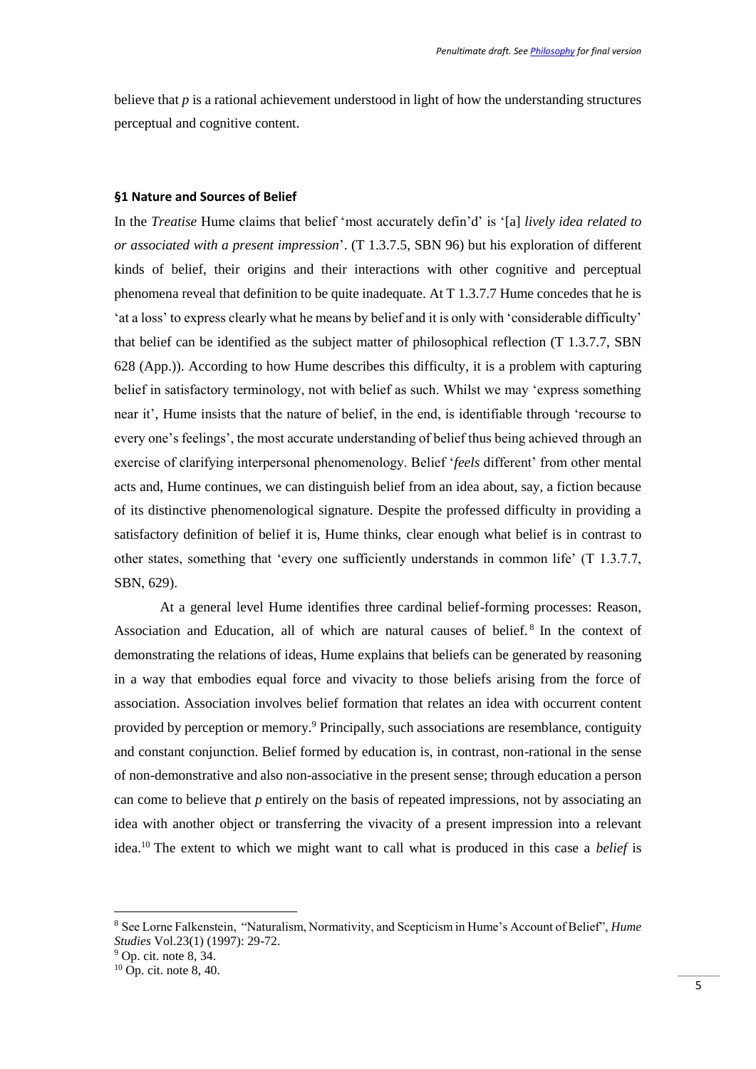believe that *p* is a rational achievement understood in light of how the understanding structures perceptual and cognitive content.

### §1 Nature and Sources of Belief

In the *Treatise* Hume claims that belief 'most accurately defin'd' is '[a] *lively idea related to or associated with a present impression*'. (T 1.3.7.5, SBN 96) but his exploration of different kinds of belief, their origins and their interactions with other cognitive and perceptual phenomena reveal that definition to be quite inadequate. At T 1.3.7.7 Hume concedes that he is 'at a loss' to express clearly what he means by belief and it is only with 'considerable difficulty' that belief can be identified as the subject matter of philosophical reflection (T 1.3.7.7, SBN 628 (App.)). According to how Hume describes this difficulty, it is a problem with capturing belief in satisfactory terminology, not with belief as such. Whilst we may 'express something near it', Hume insists that the nature of belief, in the end, is identifiable through 'recourse to every one's feelings', the most accurate understanding of belief thus being achieved through an exercise of clarifying interpersonal phenomenology. Belief '*feels* different' from other mental acts and, Hume continues, we can distinguish belief from an idea about, say, a fiction because of its distinctive phenomenological signature. Despite the professed difficulty in providing a satisfactory definition of belief it is, Hume thinks, clear enough what belief is in contrast to other states, something that 'every one sufficiently understands in common life' (T 1.3.7.7, SBN, 629).

At a general level Hume identifies three cardinal belief-forming processes: Reason, Association and Education, all of which are natural causes of belief.[8] In the context of demonstrating the relations of ideas, Hume explains that beliefs can be generated by reasoning in a way that embodies equal force and vivacity to those beliefs arising from the force of association. Association involves belief formation that relates an idea with occurrent content provided by perception or memory.[9] Principally, such associations are resemblance, contiguity and constant conjunction. Belief formed by education is, in contrast, non-rational in the sense of non-demonstrative and also non-associative in the present sense; through education a person can come to believe that *p* entirely on the basis of repeated impressions, not by associating an idea with another object or transferring the vivacity of a present impression into a relevant idea.[10] The extent to which we might want to call what is produced in this case a *belief* is

---

[8] See Lorne Falkenstein, "Naturalism, Normativity, and Scepticism in Hume's Account of Belief", *Hume Studies* Vol.23(1) (1997): 29-72.

[9] Op. cit. note 8, 34.

[10] Op. cit. note 8, 40.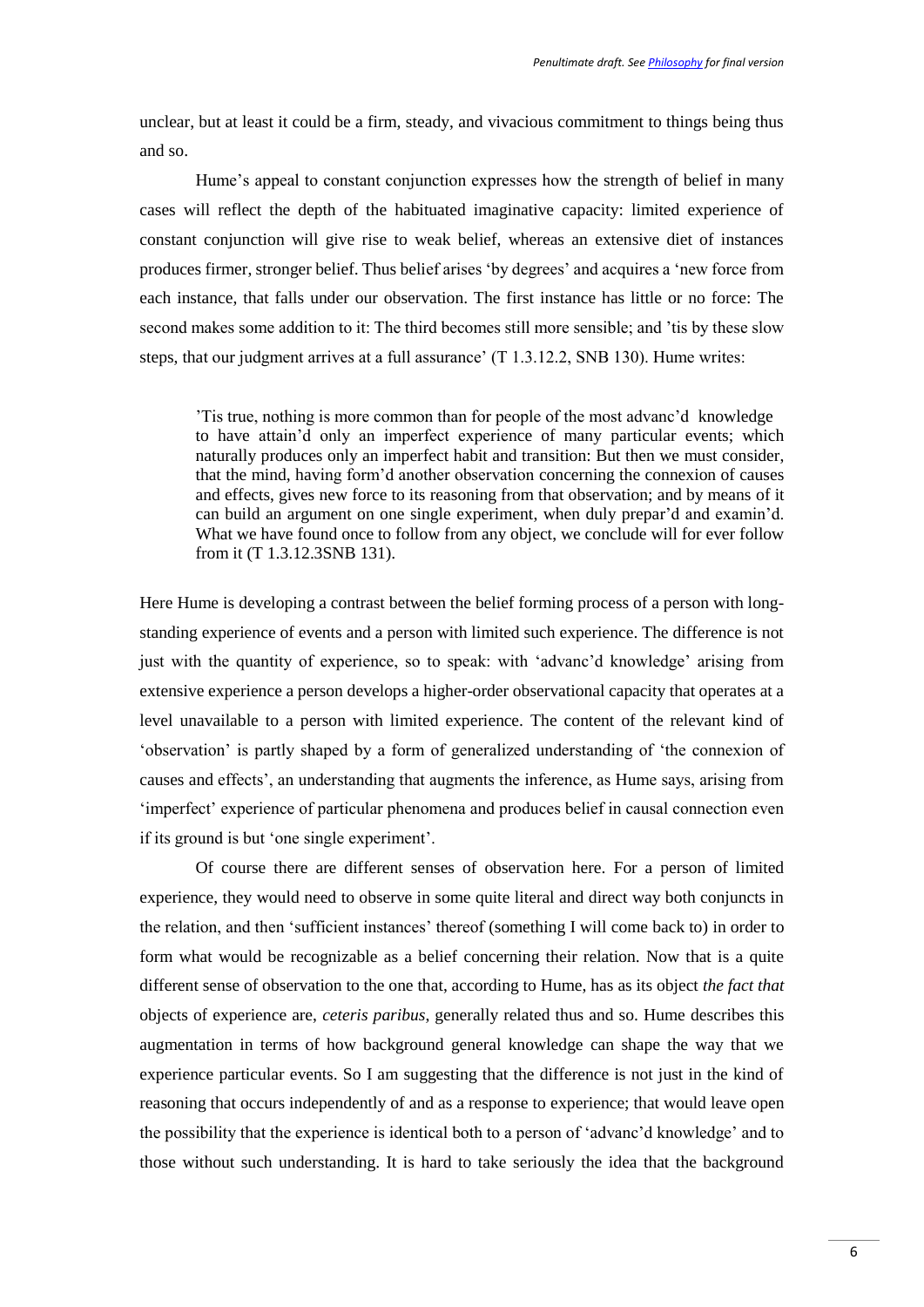unclear, but at least it could be a firm, steady, and vivacious commitment to things being thus and so.

Hume's appeal to constant conjunction expresses how the strength of belief in many cases will reflect the depth of the habituated imaginative capacity: limited experience of constant conjunction will give rise to weak belief, whereas an extensive diet of instances produces firmer, stronger belief. Thus belief arises 'by degrees' and acquires a 'new force from each instance, that falls under our observation. The first instance has little or no force: The second makes some addition to it: The third becomes still more sensible; and 'tis by these slow steps, that our judgment arrives at a full assurance' (T 1.3.12.2, SNB 130). Hume writes:

> 'Tis true, nothing is more common than for people of the most advanc'd knowledge to have attain'd only an imperfect experience of many particular events; which naturally produces only an imperfect habit and transition: But then we must consider, that the mind, having form'd another observation concerning the connexion of causes and effects, gives new force to its reasoning from that observation; and by means of it can build an argument on one single experiment, when duly prepar'd and examin'd. What we have found once to follow from any object, we conclude will for ever follow from it (T 1.3.12.3SNB 131).

Here Hume is developing a contrast between the belief forming process of a person with long-standing experience of events and a person with limited such experience. The difference is not just with the quantity of experience, so to speak: with 'advanc'd knowledge' arising from extensive experience a person develops a higher-order observational capacity that operates at a level unavailable to a person with limited experience. The content of the relevant kind of 'observation' is partly shaped by a form of generalized understanding of 'the connexion of causes and effects', an understanding that augments the inference, as Hume says, arising from 'imperfect' experience of particular phenomena and produces belief in causal connection even if its ground is but 'one single experiment'.

Of course there are different senses of observation here. For a person of limited experience, they would need to observe in some quite literal and direct way both conjuncts in the relation, and then 'sufficient instances' thereof (something I will come back to) in order to form what would be recognizable as a belief concerning their relation. Now that is a quite different sense of observation to the one that, according to Hume, has as its object *the fact that* objects of experience are, *ceteris paribus*, generally related thus and so. Hume describes this augmentation in terms of how background general knowledge can shape the way that we experience particular events. So I am suggesting that the difference is not just in the kind of reasoning that occurs independently of and as a response to experience; that would leave open the possibility that the experience is identical both to a person of 'advanc'd knowledge' and to those without such understanding. It is hard to take seriously the idea that the background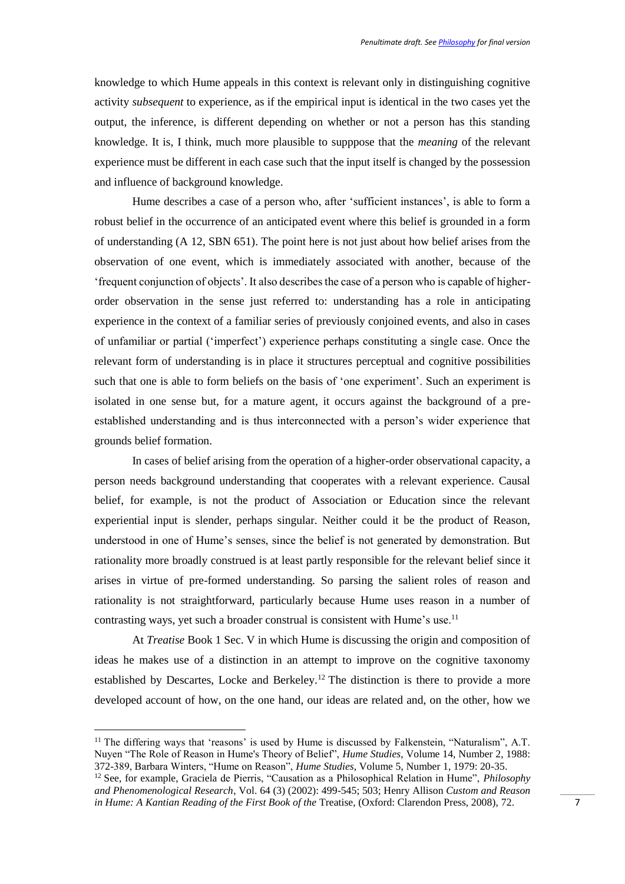knowledge to which Hume appeals in this context is relevant only in distinguishing cognitive activity *subsequent* to experience, as if the empirical input is identical in the two cases yet the output, the inference, is different depending on whether or not a person has this standing knowledge. It is, I think, much more plausible to supppose that the *meaning* of the relevant experience must be different in each case such that the input itself is changed by the possession and influence of background knowledge.

Hume describes a case of a person who, after 'sufficient instances', is able to form a robust belief in the occurrence of an anticipated event where this belief is grounded in a form of understanding (A 12, SBN 651). The point here is not just about how belief arises from the observation of one event, which is immediately associated with another, because of the 'frequent conjunction of objects'. It also describes the case of a person who is capable of higher-order observation in the sense just referred to: understanding has a role in anticipating experience in the context of a familiar series of previously conjoined events, and also in cases of unfamiliar or partial ('imperfect') experience perhaps constituting a single case. Once the relevant form of understanding is in place it structures perceptual and cognitive possibilities such that one is able to form beliefs on the basis of 'one experiment'. Such an experiment is isolated in one sense but, for a mature agent, it occurs against the background of a pre-established understanding and is thus interconnected with a person's wider experience that grounds belief formation.

In cases of belief arising from the operation of a higher-order observational capacity, a person needs background understanding that cooperates with a relevant experience. Causal belief, for example, is not the product of Association or Education since the relevant experiential input is slender, perhaps singular. Neither could it be the product of Reason, understood in one of Hume's senses, since the belief is not generated by demonstration. But rationality more broadly construed is at least partly responsible for the relevant belief since it arises in virtue of pre-formed understanding. So parsing the salient roles of reason and rationality is not straightforward, particularly because Hume uses reason in a number of contrasting ways, yet such a broader construal is consistent with Hume's use.[11]

At *Treatise* Book 1 Sec. V in which Hume is discussing the origin and composition of ideas he makes use of a distinction in an attempt to improve on the cognitive taxonomy established by Descartes, Locke and Berkeley.[12] The distinction is there to provide a more developed account of how, on the one hand, our ideas are related and, on the other, how we

---

[11] The differing ways that 'reasons' is used by Hume is discussed by Falkenstein, "Naturalism", A.T. Nuyen "The Role of Reason in Hume's Theory of Belief", *Hume Studies*, Volume 14, Number 2, 1988: 372-389, Barbara Winters, "Hume on Reason", *Hume Studies*, Volume 5, Number 1, 1979: 20-35.

[12] See, for example, Graciela de Pierris, "Causation as a Philosophical Relation in Hume", *Philosophy and Phenomenological Research*, Vol. 64 (3) (2002): 499-545; 503; Henry Allison *Custom and Reason in Hume: A Kantian Reading of the First Book of the* Treatise, (Oxford: Clarendon Press, 2008), 72.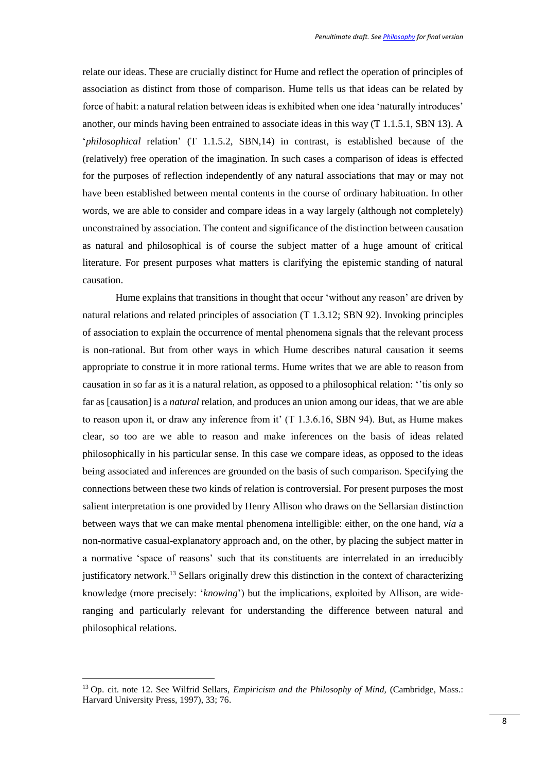relate our ideas. These are crucially distinct for Hume and reflect the operation of principles of association as distinct from those of comparison. Hume tells us that ideas can be related by force of habit: a natural relation between ideas is exhibited when one idea 'naturally introduces' another, our minds having been entrained to associate ideas in this way (T 1.1.5.1, SBN 13). A '*philosophical* relation' (T 1.1.5.2, SBN,14) in contrast, is established because of the (relatively) free operation of the imagination. In such cases a comparison of ideas is effected for the purposes of reflection independently of any natural associations that may or may not have been established between mental contents in the course of ordinary habituation. In other words, we are able to consider and compare ideas in a way largely (although not completely) unconstrained by association. The content and significance of the distinction between causation as natural and philosophical is of course the subject matter of a huge amount of critical literature. For present purposes what matters is clarifying the epistemic standing of natural causation.

Hume explains that transitions in thought that occur 'without any reason' are driven by natural relations and related principles of association (T 1.3.12; SBN 92). Invoking principles of association to explain the occurrence of mental phenomena signals that the relevant process is non-rational. But from other ways in which Hume describes natural causation it seems appropriate to construe it in more rational terms. Hume writes that we are able to reason from causation in so far as it is a natural relation, as opposed to a philosophical relation: ''tis only so far as [causation] is a *natural* relation, and produces an union among our ideas, that we are able to reason upon it, or draw any inference from it' (T 1.3.6.16, SBN 94). But, as Hume makes clear, so too are we able to reason and make inferences on the basis of ideas related philosophically in his particular sense. In this case we compare ideas, as opposed to the ideas being associated and inferences are grounded on the basis of such comparison. Specifying the connections between these two kinds of relation is controversial. For present purposes the most salient interpretation is one provided by Henry Allison who draws on the Sellarsian distinction between ways that we can make mental phenomena intelligible: either, on the one hand, *via* a non-normative casual-explanatory approach and, on the other, by placing the subject matter in a normative 'space of reasons' such that its constituents are interrelated in an irreducibly justificatory network.[13] Sellars originally drew this distinction in the context of characterizing knowledge (more precisely: '*knowing*') but the implications, exploited by Allison, are wide-ranging and particularly relevant for understanding the difference between natural and philosophical relations.

[13] Op. cit. note 12. See Wilfrid Sellars, *Empiricism and the Philosophy of Mind,* (Cambridge, Mass.: Harvard University Press, 1997), 33; 76.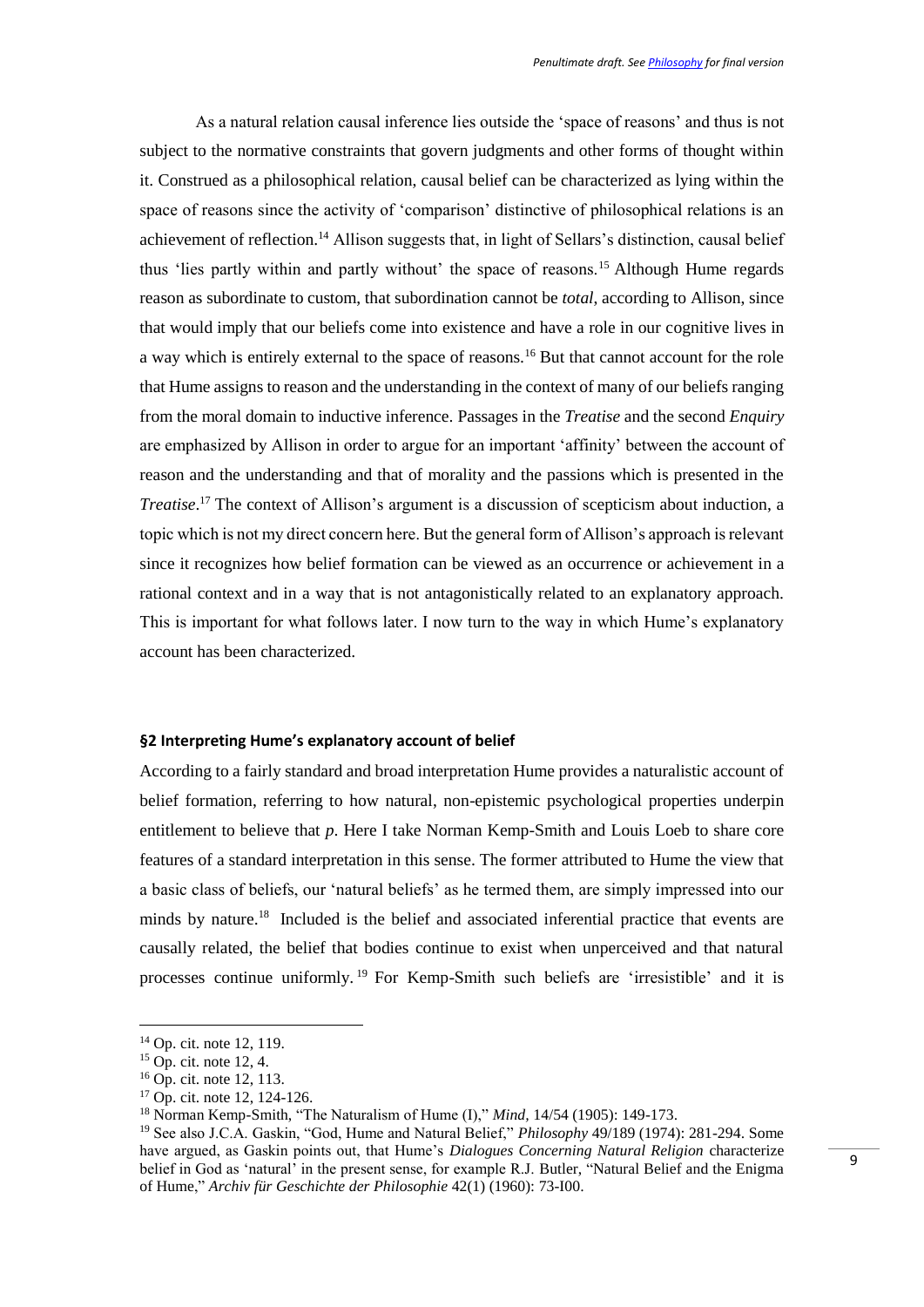As a natural relation causal inference lies outside the 'space of reasons' and thus is not subject to the normative constraints that govern judgments and other forms of thought within it. Construed as a philosophical relation, causal belief can be characterized as lying within the space of reasons since the activity of 'comparison' distinctive of philosophical relations is an achievement of reflection.[14] Allison suggests that, in light of Sellars's distinction, causal belief thus 'lies partly within and partly without' the space of reasons.[15] Although Hume regards reason as subordinate to custom, that subordination cannot be *total*, according to Allison, since that would imply that our beliefs come into existence and have a role in our cognitive lives in a way which is entirely external to the space of reasons.[16] But that cannot account for the role that Hume assigns to reason and the understanding in the context of many of our beliefs ranging from the moral domain to inductive inference. Passages in the *Treatise* and the second *Enquiry* are emphasized by Allison in order to argue for an important 'affinity' between the account of reason and the understanding and that of morality and the passions which is presented in the *Treatise*.[17] The context of Allison's argument is a discussion of scepticism about induction, a topic which is not my direct concern here. But the general form of Allison's approach is relevant since it recognizes how belief formation can be viewed as an occurrence or achievement in a rational context and in a way that is not antagonistically related to an explanatory approach. This is important for what follows later. I now turn to the way in which Hume's explanatory account has been characterized.

## §2 Interpreting Hume's explanatory account of belief

According to a fairly standard and broad interpretation Hume provides a naturalistic account of belief formation, referring to how natural, non-epistemic psychological properties underpin entitlement to believe that *p*. Here I take Norman Kemp-Smith and Louis Loeb to share core features of a standard interpretation in this sense. The former attributed to Hume the view that a basic class of beliefs, our 'natural beliefs' as he termed them, are simply impressed into our minds by nature.[18] Included is the belief and associated inferential practice that events are causally related, the belief that bodies continue to exist when unperceived and that natural processes continue uniformly.[19] For Kemp-Smith such beliefs are 'irresistible' and it is

---

[14] Op. cit. note 12, 119.

[15] Op. cit. note 12, 4.

[16] Op. cit. note 12, 113.

[17] Op. cit. note 12, 124-126.

[18] Norman Kemp-Smith, "The Naturalism of Hume (I)," *Mind*, 14/54 (1905): 149-173.

[19] See also J.C.A. Gaskin, "God, Hume and Natural Belief," *Philosophy* 49/189 (1974): 281-294. Some have argued, as Gaskin points out, that Hume's *Dialogues Concerning Natural Religion* characterize belief in God as 'natural' in the present sense, for example R.J. Butler, "Natural Belief and the Enigma of Hume," *Archiv für Geschichte der Philosophie* 42(1) (1960): 73-I00.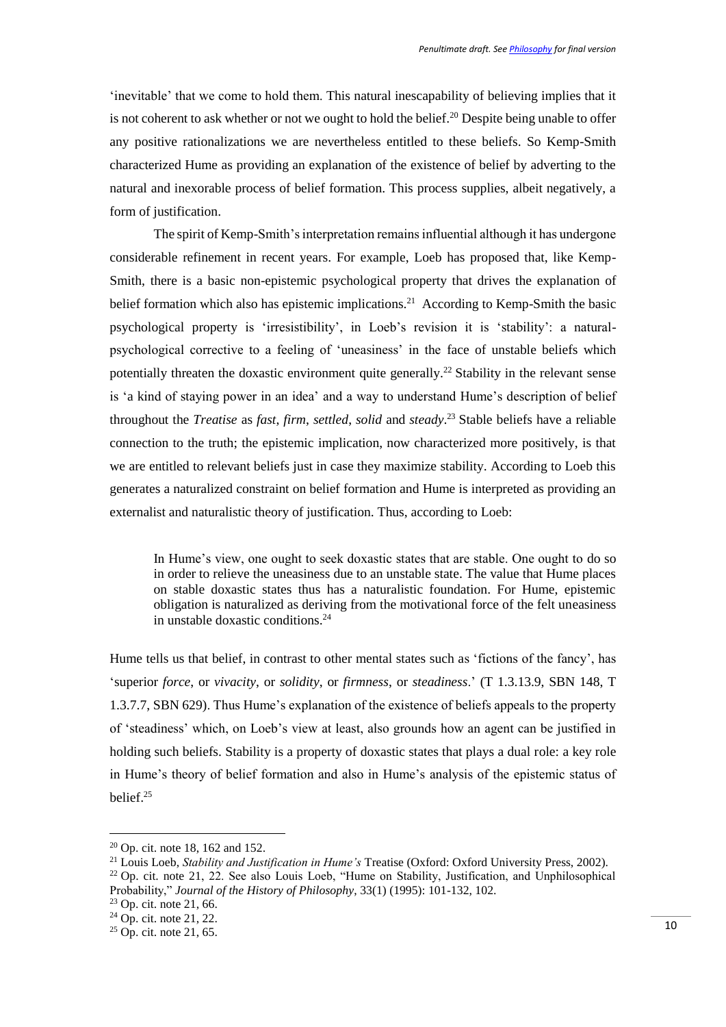'inevitable' that we come to hold them. This natural inescapability of believing implies that it is not coherent to ask whether or not we ought to hold the belief.[20] Despite being unable to offer any positive rationalizations we are nevertheless entitled to these beliefs. So Kemp-Smith characterized Hume as providing an explanation of the existence of belief by adverting to the natural and inexorable process of belief formation. This process supplies, albeit negatively, a form of justification.

The spirit of Kemp-Smith's interpretation remains influential although it has undergone considerable refinement in recent years. For example, Loeb has proposed that, like Kemp-Smith, there is a basic non-epistemic psychological property that drives the explanation of belief formation which also has epistemic implications.[21] According to Kemp-Smith the basic psychological property is 'irresistibility', in Loeb's revision it is 'stability': a natural-psychological corrective to a feeling of 'uneasiness' in the face of unstable beliefs which potentially threaten the doxastic environment quite generally.[22] Stability in the relevant sense is 'a kind of staying power in an idea' and a way to understand Hume's description of belief throughout the *Treatise* as *fast*, *firm*, *settled*, *solid* and *steady*.[23] Stable beliefs have a reliable connection to the truth; the epistemic implication, now characterized more positively, is that we are entitled to relevant beliefs just in case they maximize stability. According to Loeb this generates a naturalized constraint on belief formation and Hume is interpreted as providing an externalist and naturalistic theory of justification. Thus, according to Loeb:

> In Hume's view, one ought to seek doxastic states that are stable. One ought to do so in order to relieve the uneasiness due to an unstable state. The value that Hume places on stable doxastic states thus has a naturalistic foundation. For Hume, epistemic obligation is naturalized as deriving from the motivational force of the felt uneasiness in unstable doxastic conditions.[24]

Hume tells us that belief, in contrast to other mental states such as 'fictions of the fancy', has 'superior *force*, or *vivacity*, or *solidity*, or *firmness*, or *steadiness*.' (T 1.3.13.9, SBN 148, T 1.3.7.7, SBN 629). Thus Hume's explanation of the existence of beliefs appeals to the property of 'steadiness' which, on Loeb's view at least, also grounds how an agent can be justified in holding such beliefs. Stability is a property of doxastic states that plays a dual role: a key role in Hume's theory of belief formation and also in Hume's analysis of the epistemic status of belief.[25]

---

[20] Op. cit. note 18, 162 and 152.

[21] Louis Loeb, *Stability and Justification in Hume's* Treatise (Oxford: Oxford University Press, 2002).

[22] Op. cit. note 21, 22. See also Louis Loeb, "Hume on Stability, Justification, and Unphilosophical Probability," *Journal of the History of Philosophy*, 33(1) (1995): 101-132, 102.

[23] Op. cit. note 21, 66.

[24] Op. cit. note 21, 22.

[25] Op. cit. note 21, 65.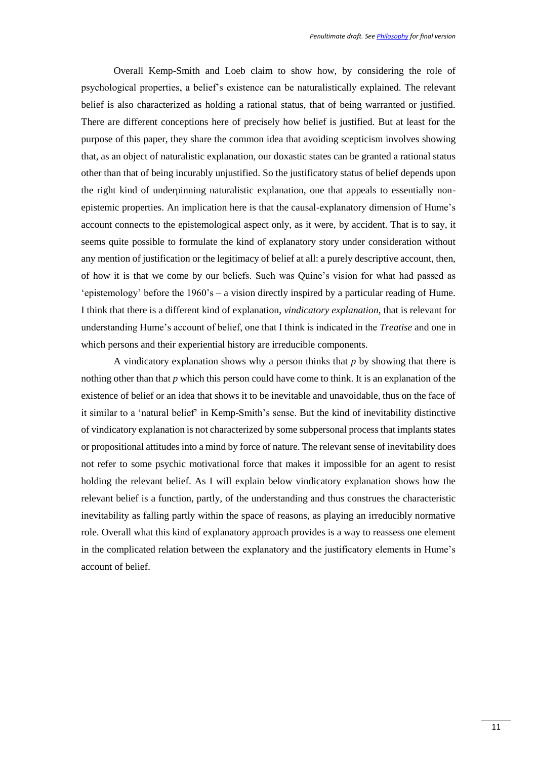Overall Kemp-Smith and Loeb claim to show how, by considering the role of psychological properties, a belief's existence can be naturalistically explained. The relevant belief is also characterized as holding a rational status, that of being warranted or justified. There are different conceptions here of precisely how belief is justified. But at least for the purpose of this paper, they share the common idea that avoiding scepticism involves showing that, as an object of naturalistic explanation, our doxastic states can be granted a rational status other than that of being incurably unjustified. So the justificatory status of belief depends upon the right kind of underpinning naturalistic explanation, one that appeals to essentially non-epistemic properties. An implication here is that the causal-explanatory dimension of Hume's account connects to the epistemological aspect only, as it were, by accident. That is to say, it seems quite possible to formulate the kind of explanatory story under consideration without any mention of justification or the legitimacy of belief at all: a purely descriptive account, then, of how it is that we come by our beliefs. Such was Quine's vision for what had passed as 'epistemology' before the 1960's – a vision directly inspired by a particular reading of Hume. I think that there is a different kind of explanation, *vindicatory explanation,* that is relevant for understanding Hume's account of belief, one that I think is indicated in the *Treatise* and one in which persons and their experiential history are irreducible components.

A vindicatory explanation shows why a person thinks that *p* by showing that there is nothing other than that *p* which this person could have come to think. It is an explanation of the existence of belief or an idea that shows it to be inevitable and unavoidable, thus on the face of it similar to a 'natural belief' in Kemp-Smith's sense. But the kind of inevitability distinctive of vindicatory explanation is not characterized by some subpersonal process that implants states or propositional attitudes into a mind by force of nature. The relevant sense of inevitability does not refer to some psychic motivational force that makes it impossible for an agent to resist holding the relevant belief. As I will explain below vindicatory explanation shows how the relevant belief is a function, partly, of the understanding and thus construes the characteristic inevitability as falling partly within the space of reasons, as playing an irreducibly normative role. Overall what this kind of explanatory approach provides is a way to reassess one element in the complicated relation between the explanatory and the justificatory elements in Hume's account of belief.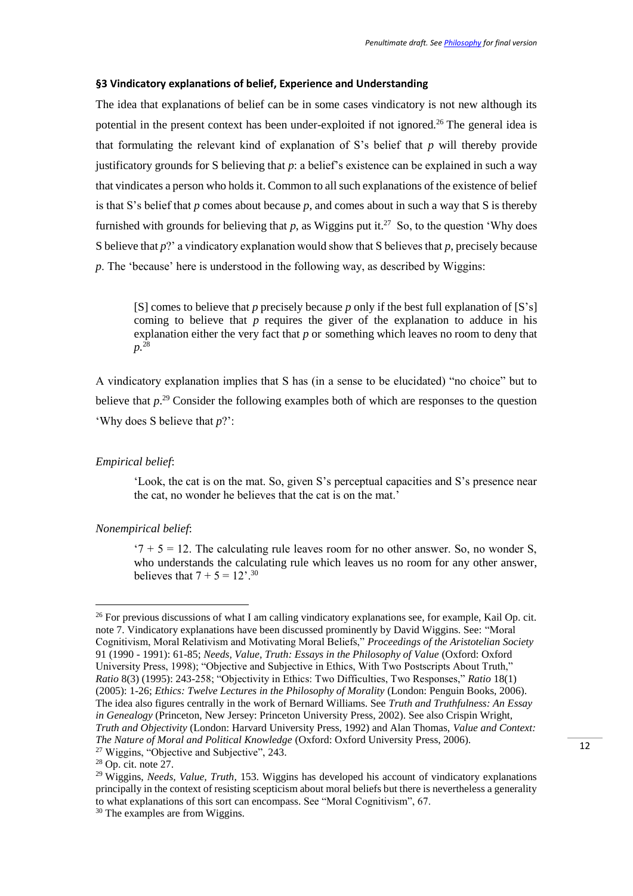### §3 Vindicatory explanations of belief, Experience and Understanding

The idea that explanations of belief can be in some cases vindicatory is not new although its potential in the present context has been under-exploited if not ignored.[26] The general idea is that formulating the relevant kind of explanation of S's belief that *p* will thereby provide justificatory grounds for S believing that *p*: a belief's existence can be explained in such a way that vindicates a person who holds it. Common to all such explanations of the existence of belief is that S's belief that *p* comes about because *p*, and comes about in such a way that S is thereby furnished with grounds for believing that *p*, as Wiggins put it.[27] So, to the question 'Why does S believe that *p*?' a vindicatory explanation would show that S believes that *p*, precisely because *p*. The 'because' here is understood in the following way, as described by Wiggins:

> [S] comes to believe that *p* precisely because *p* only if the best full explanation of [S's] coming to believe that *p* requires the giver of the explanation to adduce in his explanation either the very fact that *p* or something which leaves no room to deny that *p*.[28]

A vindicatory explanation implies that S has (in a sense to be elucidated) "no choice" but to believe that *p*.[29] Consider the following examples both of which are responses to the question 'Why does S believe that *p*?':

*Empirical belief*:

> 'Look, the cat is on the mat. So, given S's perceptual capacities and S's presence near the cat, no wonder he believes that the cat is on the mat.'

*Nonempirical belief*:

> '7 + 5 = 12. The calculating rule leaves room for no other answer. So, no wonder S, who understands the calculating rule which leaves us no room for any other answer, believes that 7 + 5 = 12'.[30]

---

[26] For previous discussions of what I am calling vindicatory explanations see, for example, Kail Op. cit. note 7. Vindicatory explanations have been discussed prominently by David Wiggins. See: "Moral Cognitivism, Moral Relativism and Motivating Moral Beliefs," *Proceedings of the Aristotelian Society* 91 (1990 - 1991): 61-85; *Needs, Value, Truth: Essays in the Philosophy of Value* (Oxford: Oxford University Press, 1998); "Objective and Subjective in Ethics, With Two Postscripts About Truth," *Ratio* 8(3) (1995): 243-258; "Objectivity in Ethics: Two Difficulties, Two Responses," *Ratio* 18(1) (2005): 1-26; *Ethics: Twelve Lectures in the Philosophy of Morality* (London: Penguin Books, 2006). The idea also figures centrally in the work of Bernard Williams. See *Truth and Truthfulness: An Essay in Genealogy* (Princeton, New Jersey: Princeton University Press, 2002). See also Crispin Wright, *Truth and Objectivity* (London: Harvard University Press, 1992) and Alan Thomas, *Value and Context: The Nature of Moral and Political Knowledge* (Oxford: Oxford University Press, 2006).

[27] Wiggins, "Objective and Subjective", 243.

[28] Op. cit. note 27.

[29] Wiggins, *Needs, Value, Truth*, 153. Wiggins has developed his account of vindicatory explanations principally in the context of resisting scepticism about moral beliefs but there is nevertheless a generality to what explanations of this sort can encompass. See "Moral Cognitivism", 67.

[30] The examples are from Wiggins.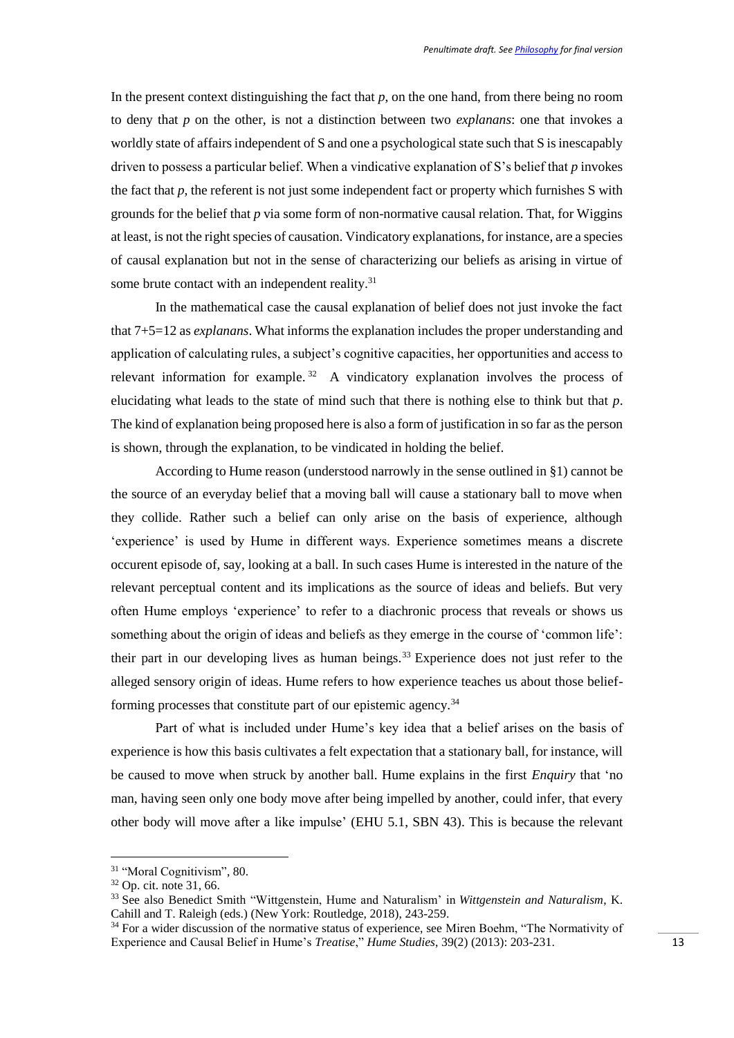In the present context distinguishing the fact that *p*, on the one hand, from there being no room to deny that *p* on the other, is not a distinction between two *explanans*: one that invokes a worldly state of affairs independent of S and one a psychological state such that S is inescapably driven to possess a particular belief. When a vindicative explanation of S's belief that *p* invokes the fact that *p*, the referent is not just some independent fact or property which furnishes S with grounds for the belief that *p* via some form of non-normative causal relation. That, for Wiggins at least, is not the right species of causation. Vindicatory explanations, for instance, are a species of causal explanation but not in the sense of characterizing our beliefs as arising in virtue of some brute contact with an independent reality.[31]

In the mathematical case the causal explanation of belief does not just invoke the fact that 7+5=12 as *explanans*. What informs the explanation includes the proper understanding and application of calculating rules, a subject's cognitive capacities, her opportunities and access to relevant information for example.[32] A vindicatory explanation involves the process of elucidating what leads to the state of mind such that there is nothing else to think but that *p*. The kind of explanation being proposed here is also a form of justification in so far as the person is shown, through the explanation, to be vindicated in holding the belief.

According to Hume reason (understood narrowly in the sense outlined in §1) cannot be the source of an everyday belief that a moving ball will cause a stationary ball to move when they collide. Rather such a belief can only arise on the basis of experience, although 'experience' is used by Hume in different ways. Experience sometimes means a discrete occurent episode of, say, looking at a ball. In such cases Hume is interested in the nature of the relevant perceptual content and its implications as the source of ideas and beliefs. But very often Hume employs 'experience' to refer to a diachronic process that reveals or shows us something about the origin of ideas and beliefs as they emerge in the course of 'common life': their part in our developing lives as human beings.[33] Experience does not just refer to the alleged sensory origin of ideas. Hume refers to how experience teaches us about those belief-forming processes that constitute part of our epistemic agency.[34]

Part of what is included under Hume's key idea that a belief arises on the basis of experience is how this basis cultivates a felt expectation that a stationary ball, for instance, will be caused to move when struck by another ball. Hume explains in the first *Enquiry* that 'no man, having seen only one body move after being impelled by another, could infer, that every other body will move after a like impulse' (EHU 5.1, SBN 43). This is because the relevant

---

[31] "Moral Cognitivism", 80.

[32] Op. cit. note 31, 66.

[33] See also Benedict Smith "Wittgenstein, Hume and Naturalism' in *Wittgenstein and Naturalism*, K. Cahill and T. Raleigh (eds.) (New York: Routledge, 2018), 243-259.

[34] For a wider discussion of the normative status of experience, see Miren Boehm, "The Normativity of Experience and Causal Belief in Hume's *Treatise*," *Hume Studies*, 39(2) (2013): 203-231.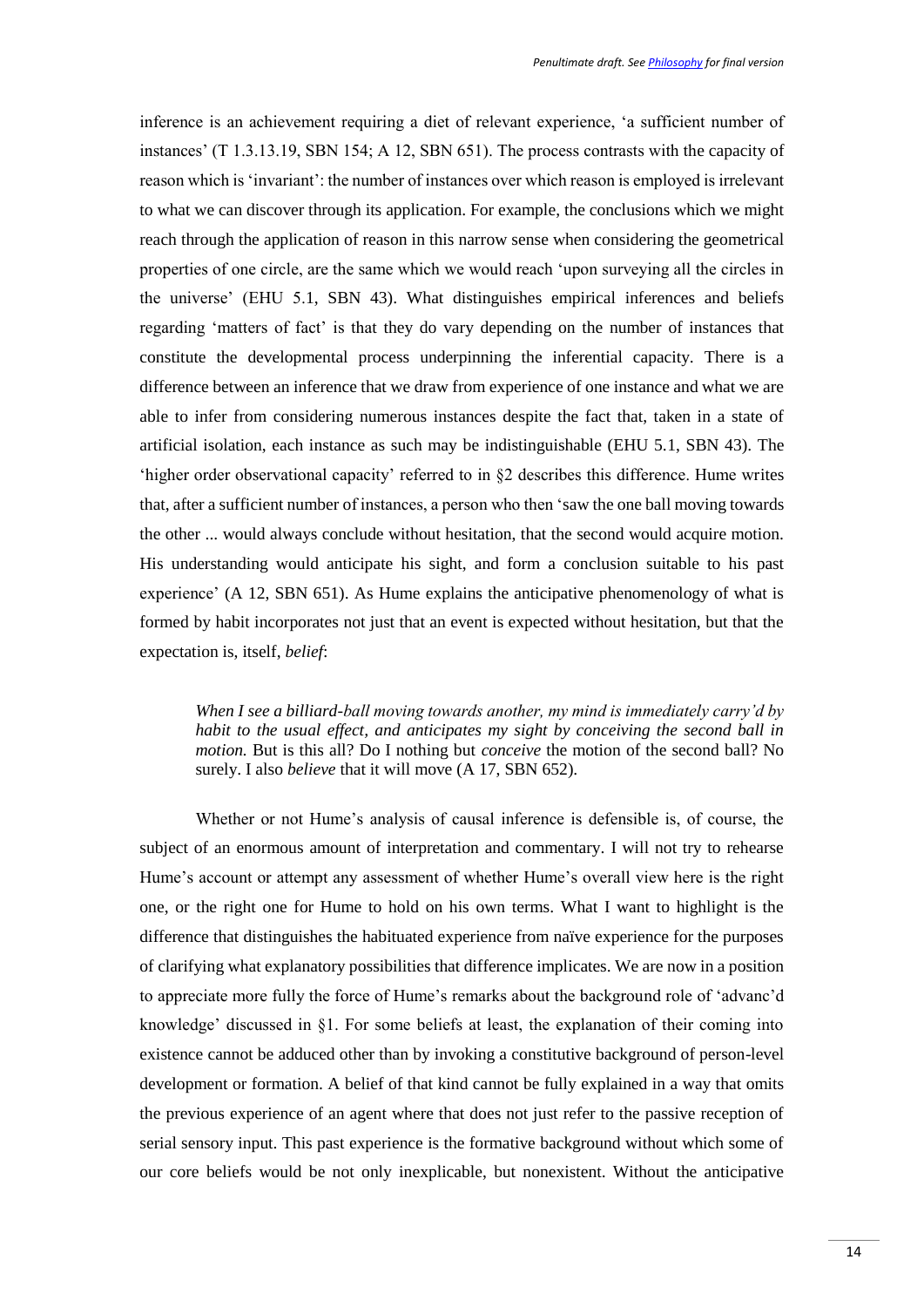inference is an achievement requiring a diet of relevant experience, 'a sufficient number of instances' (T 1.3.13.19, SBN 154; A 12, SBN 651). The process contrasts with the capacity of reason which is 'invariant': the number of instances over which reason is employed is irrelevant to what we can discover through its application. For example, the conclusions which we might reach through the application of reason in this narrow sense when considering the geometrical properties of one circle, are the same which we would reach 'upon surveying all the circles in the universe' (EHU 5.1, SBN 43). What distinguishes empirical inferences and beliefs regarding 'matters of fact' is that they do vary depending on the number of instances that constitute the developmental process underpinning the inferential capacity. There is a difference between an inference that we draw from experience of one instance and what we are able to infer from considering numerous instances despite the fact that, taken in a state of artificial isolation, each instance as such may be indistinguishable (EHU 5.1, SBN 43). The 'higher order observational capacity' referred to in §2 describes this difference. Hume writes that, after a sufficient number of instances, a person who then 'saw the one ball moving towards the other ... would always conclude without hesitation, that the second would acquire motion. His understanding would anticipate his sight, and form a conclusion suitable to his past experience' (A 12, SBN 651). As Hume explains the anticipative phenomenology of what is formed by habit incorporates not just that an event is expected without hesitation, but that the expectation is, itself, *belief*:

> *When I see a billiard-ball moving towards another, my mind is immediately carry'd by habit to the usual effect, and anticipates my sight by conceiving the second ball in motion.* But is this all? Do I nothing but *conceive* the motion of the second ball? No surely. I also *believe* that it will move (A 17, SBN 652).

Whether or not Hume's analysis of causal inference is defensible is, of course, the subject of an enormous amount of interpretation and commentary. I will not try to rehearse Hume's account or attempt any assessment of whether Hume's overall view here is the right one, or the right one for Hume to hold on his own terms. What I want to highlight is the difference that distinguishes the habituated experience from naïve experience for the purposes of clarifying what explanatory possibilities that difference implicates. We are now in a position to appreciate more fully the force of Hume's remarks about the background role of 'advanc'd knowledge' discussed in §1. For some beliefs at least, the explanation of their coming into existence cannot be adduced other than by invoking a constitutive background of person-level development or formation. A belief of that kind cannot be fully explained in a way that omits the previous experience of an agent where that does not just refer to the passive reception of serial sensory input. This past experience is the formative background without which some of our core beliefs would be not only inexplicable, but nonexistent. Without the anticipative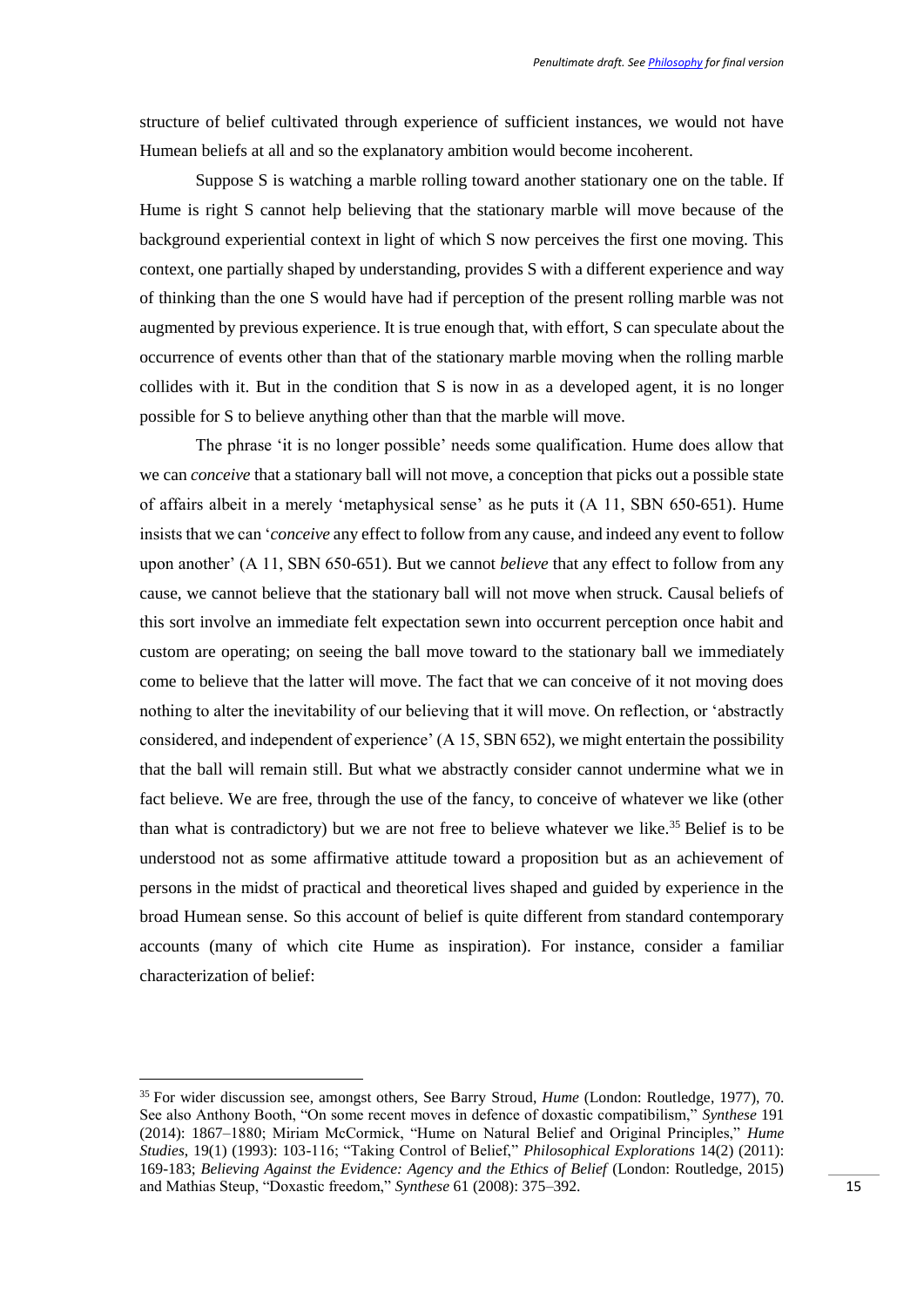structure of belief cultivated through experience of sufficient instances, we would not have Humean beliefs at all and so the explanatory ambition would become incoherent.

Suppose S is watching a marble rolling toward another stationary one on the table. If Hume is right S cannot help believing that the stationary marble will move because of the background experiential context in light of which S now perceives the first one moving. This context, one partially shaped by understanding, provides S with a different experience and way of thinking than the one S would have had if perception of the present rolling marble was not augmented by previous experience. It is true enough that, with effort, S can speculate about the occurrence of events other than that of the stationary marble moving when the rolling marble collides with it. But in the condition that S is now in as a developed agent, it is no longer possible for S to believe anything other than that the marble will move.

The phrase 'it is no longer possible' needs some qualification. Hume does allow that we can *conceive* that a stationary ball will not move, a conception that picks out a possible state of affairs albeit in a merely 'metaphysical sense' as he puts it (A 11, SBN 650-651). Hume insists that we can '*conceive* any effect to follow from any cause, and indeed any event to follow upon another' (A 11, SBN 650-651). But we cannot *believe* that any effect to follow from any cause, we cannot believe that the stationary ball will not move when struck. Causal beliefs of this sort involve an immediate felt expectation sewn into occurrent perception once habit and custom are operating; on seeing the ball move toward to the stationary ball we immediately come to believe that the latter will move. The fact that we can conceive of it not moving does nothing to alter the inevitability of our believing that it will move. On reflection, or 'abstractly considered, and independent of experience' (A 15, SBN 652), we might entertain the possibility that the ball will remain still. But what we abstractly consider cannot undermine what we in fact believe. We are free, through the use of the fancy, to conceive of whatever we like (other than what is contradictory) but we are not free to believe whatever we like.[35] Belief is to be understood not as some affirmative attitude toward a proposition but as an achievement of persons in the midst of practical and theoretical lives shaped and guided by experience in the broad Humean sense. So this account of belief is quite different from standard contemporary accounts (many of which cite Hume as inspiration). For instance, consider a familiar characterization of belief:

---

[35] For wider discussion see, amongst others, See Barry Stroud, *Hume* (London: Routledge, 1977), 70. See also Anthony Booth, "On some recent moves in defence of doxastic compatibilism," *Synthese* 191 (2014): 1867–1880; Miriam McCormick, "Hume on Natural Belief and Original Principles," *Hume Studies*, 19(1) (1993): 103-116; "Taking Control of Belief," *Philosophical Explorations* 14(2) (2011): 169-183; *Believing Against the Evidence: Agency and the Ethics of Belief* (London: Routledge, 2015) and Mathias Steup, "Doxastic freedom," *Synthese* 61 (2008): 375–392.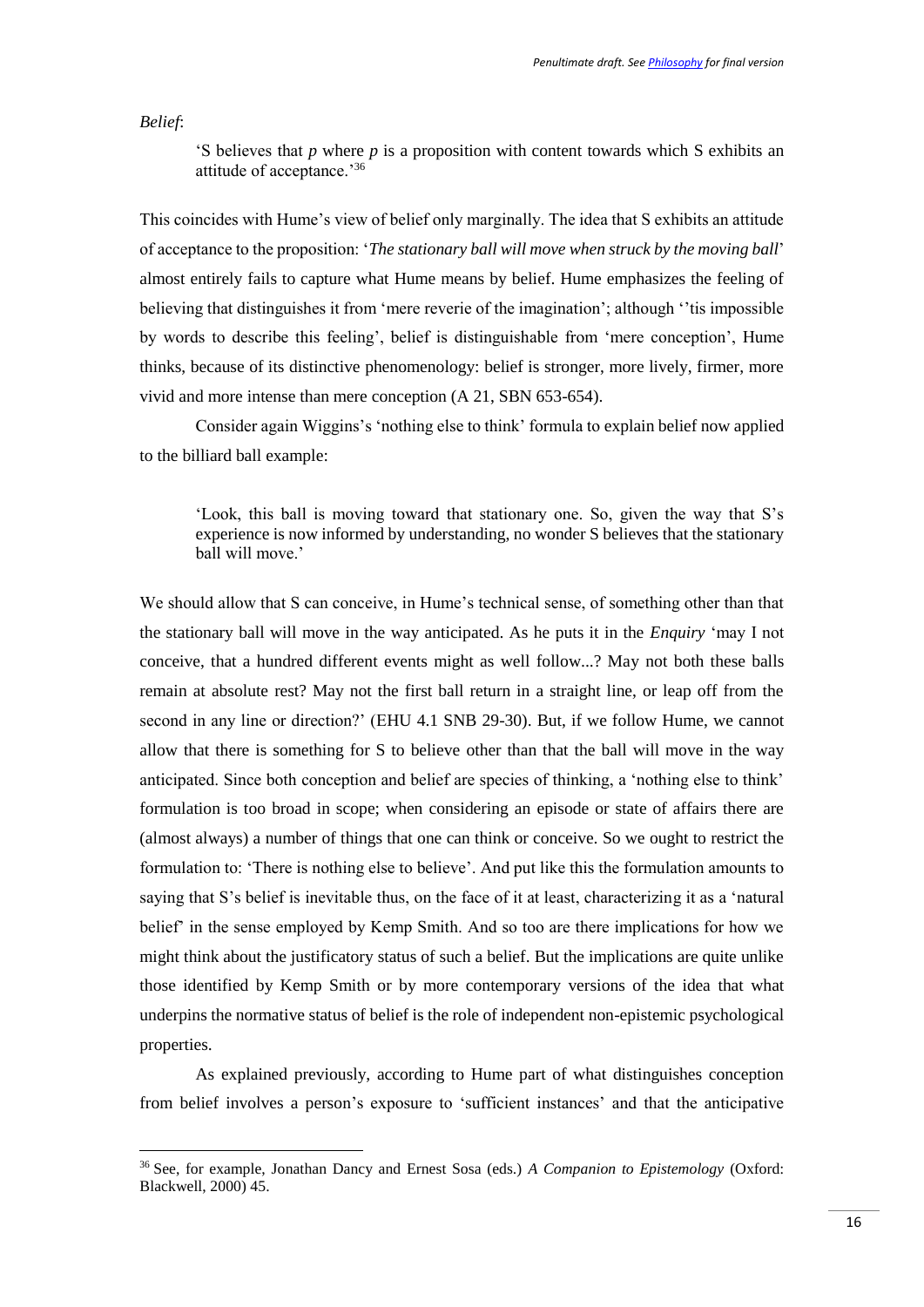*Belief*:

> 'S believes that *p* where *p* is a proposition with content towards which S exhibits an attitude of acceptance.'[36]

This coincides with Hume's view of belief only marginally. The idea that S exhibits an attitude of acceptance to the proposition: '*The stationary ball will move when struck by the moving ball*' almost entirely fails to capture what Hume means by belief. Hume emphasizes the feeling of believing that distinguishes it from 'mere reverie of the imagination'; although ''tis impossible by words to describe this feeling', belief is distinguishable from 'mere conception', Hume thinks, because of its distinctive phenomenology: belief is stronger, more lively, firmer, more vivid and more intense than mere conception (A 21, SBN 653-654).

Consider again Wiggins's 'nothing else to think' formula to explain belief now applied to the billiard ball example:

> 'Look, this ball is moving toward that stationary one. So, given the way that S's experience is now informed by understanding, no wonder S believes that the stationary ball will move.'

We should allow that S can conceive, in Hume's technical sense, of something other than that the stationary ball will move in the way anticipated. As he puts it in the *Enquiry* 'may I not conceive, that a hundred different events might as well follow...? May not both these balls remain at absolute rest? May not the first ball return in a straight line, or leap off from the second in any line or direction?' (EHU 4.1 SNB 29-30). But, if we follow Hume, we cannot allow that there is something for S to believe other than that the ball will move in the way anticipated. Since both conception and belief are species of thinking, a 'nothing else to think' formulation is too broad in scope; when considering an episode or state of affairs there are (almost always) a number of things that one can think or conceive. So we ought to restrict the formulation to: 'There is nothing else to believe'. And put like this the formulation amounts to saying that S's belief is inevitable thus, on the face of it at least, characterizing it as a 'natural belief' in the sense employed by Kemp Smith. And so too are there implications for how we might think about the justificatory status of such a belief. But the implications are quite unlike those identified by Kemp Smith or by more contemporary versions of the idea that what underpins the normative status of belief is the role of independent non-epistemic psychological properties.

As explained previously, according to Hume part of what distinguishes conception from belief involves a person's exposure to 'sufficient instances' and that the anticipative

---

[36] See, for example, Jonathan Dancy and Ernest Sosa (eds.) *A Companion to Epistemology* (Oxford: Blackwell, 2000) 45.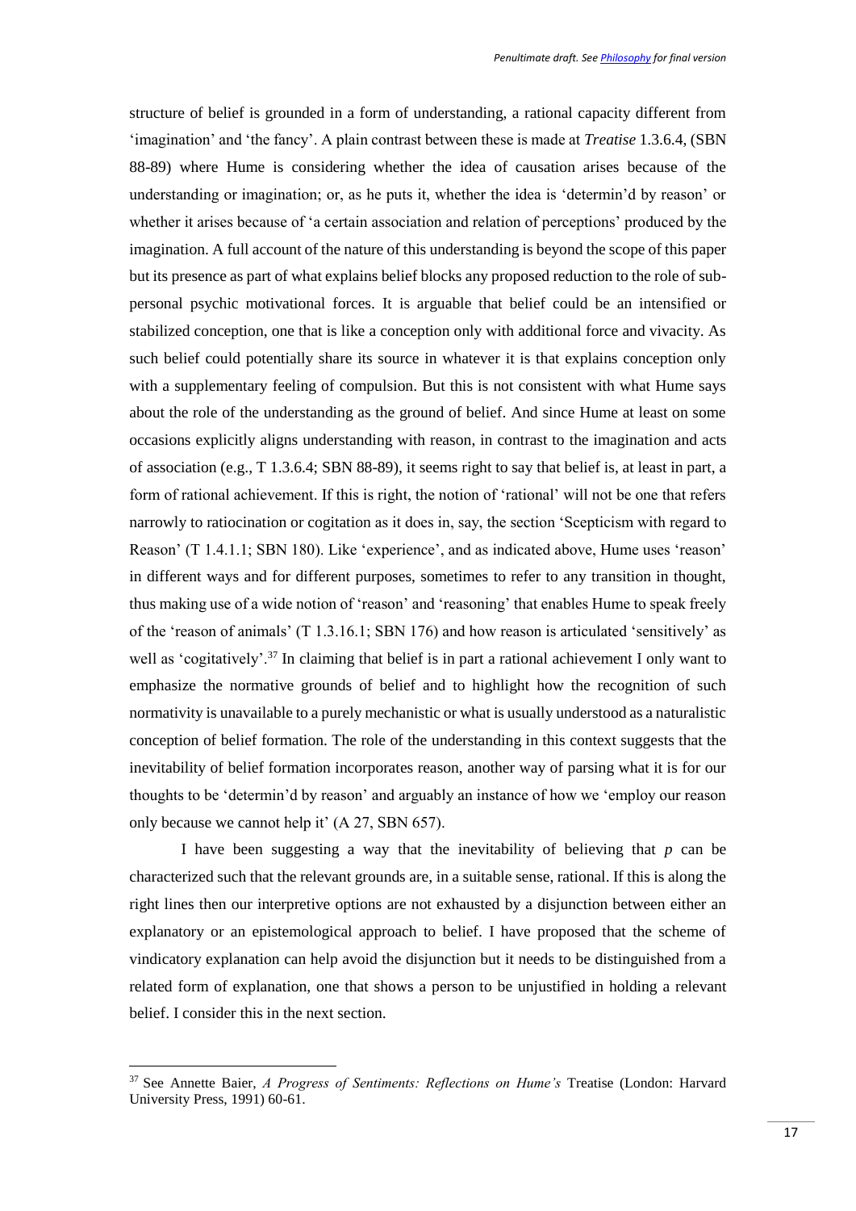structure of belief is grounded in a form of understanding, a rational capacity different from 'imagination' and 'the fancy'. A plain contrast between these is made at *Treatise* 1.3.6.4, (SBN 88-89) where Hume is considering whether the idea of causation arises because of the understanding or imagination; or, as he puts it, whether the idea is 'determin'd by reason' or whether it arises because of 'a certain association and relation of perceptions' produced by the imagination. A full account of the nature of this understanding is beyond the scope of this paper but its presence as part of what explains belief blocks any proposed reduction to the role of sub-personal psychic motivational forces. It is arguable that belief could be an intensified or stabilized conception, one that is like a conception only with additional force and vivacity. As such belief could potentially share its source in whatever it is that explains conception only with a supplementary feeling of compulsion. But this is not consistent with what Hume says about the role of the understanding as the ground of belief. And since Hume at least on some occasions explicitly aligns understanding with reason, in contrast to the imagination and acts of association (e.g., T 1.3.6.4; SBN 88-89), it seems right to say that belief is, at least in part, a form of rational achievement. If this is right, the notion of 'rational' will not be one that refers narrowly to ratiocination or cogitation as it does in, say, the section 'Scepticism with regard to Reason' (T 1.4.1.1; SBN 180). Like 'experience', and as indicated above, Hume uses 'reason' in different ways and for different purposes, sometimes to refer to any transition in thought, thus making use of a wide notion of 'reason' and 'reasoning' that enables Hume to speak freely of the 'reason of animals' (T 1.3.16.1; SBN 176) and how reason is articulated 'sensitively' as well as 'cogitatively'.[37] In claiming that belief is in part a rational achievement I only want to emphasize the normative grounds of belief and to highlight how the recognition of such normativity is unavailable to a purely mechanistic or what is usually understood as a naturalistic conception of belief formation. The role of the understanding in this context suggests that the inevitability of belief formation incorporates reason, another way of parsing what it is for our thoughts to be 'determin'd by reason' and arguably an instance of how we 'employ our reason only because we cannot help it' (A 27, SBN 657).

I have been suggesting a way that the inevitability of believing that *p* can be characterized such that the relevant grounds are, in a suitable sense, rational. If this is along the right lines then our interpretive options are not exhausted by a disjunction between either an explanatory or an epistemological approach to belief. I have proposed that the scheme of vindicatory explanation can help avoid the disjunction but it needs to be distinguished from a related form of explanation, one that shows a person to be unjustified in holding a relevant belief. I consider this in the next section.

---

[37] See Annette Baier, *A Progress of Sentiments: Reflections on Hume's* Treatise (London: Harvard University Press, 1991) 60-61.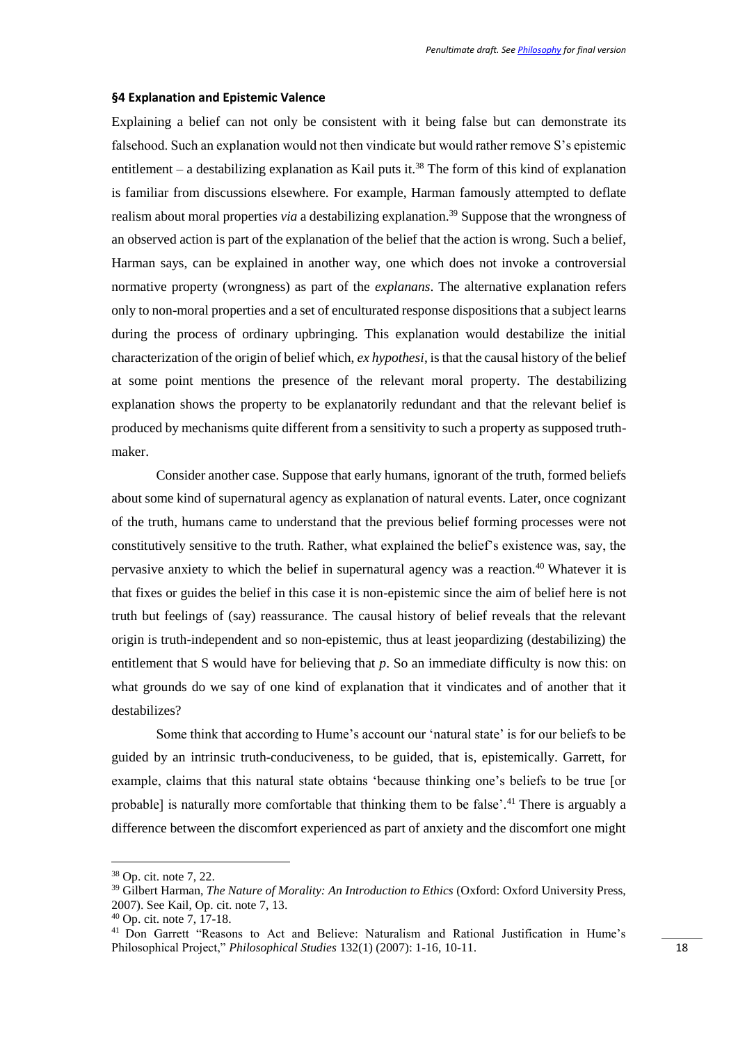### §4 Explanation and Epistemic Valence

Explaining a belief can not only be consistent with it being false but can demonstrate its falsehood. Such an explanation would not then vindicate but would rather remove S's epistemic entitlement – a destabilizing explanation as Kail puts it.[38] The form of this kind of explanation is familiar from discussions elsewhere. For example, Harman famously attempted to deflate realism about moral properties *via* a destabilizing explanation.[39] Suppose that the wrongness of an observed action is part of the explanation of the belief that the action is wrong. Such a belief, Harman says, can be explained in another way, one which does not invoke a controversial normative property (wrongness) as part of the *explanans*. The alternative explanation refers only to non-moral properties and a set of enculturated response dispositions that a subject learns during the process of ordinary upbringing. This explanation would destabilize the initial characterization of the origin of belief which, *ex hypothesi*, is that the causal history of the belief at some point mentions the presence of the relevant moral property. The destabilizing explanation shows the property to be explanatorily redundant and that the relevant belief is produced by mechanisms quite different from a sensitivity to such a property as supposed truth-maker.

Consider another case. Suppose that early humans, ignorant of the truth, formed beliefs about some kind of supernatural agency as explanation of natural events. Later, once cognizant of the truth, humans came to understand that the previous belief forming processes were not constitutively sensitive to the truth. Rather, what explained the belief's existence was, say, the pervasive anxiety to which the belief in supernatural agency was a reaction.[40] Whatever it is that fixes or guides the belief in this case it is non-epistemic since the aim of belief here is not truth but feelings of (say) reassurance. The causal history of belief reveals that the relevant origin is truth-independent and so non-epistemic, thus at least jeopardizing (destabilizing) the entitlement that S would have for believing that *p*. So an immediate difficulty is now this: on what grounds do we say of one kind of explanation that it vindicates and of another that it destabilizes?

Some think that according to Hume's account our 'natural state' is for our beliefs to be guided by an intrinsic truth-conduciveness, to be guided, that is, epistemically. Garrett, for example, claims that this natural state obtains 'because thinking one's beliefs to be true [or probable] is naturally more comfortable that thinking them to be false'.[41] There is arguably a difference between the discomfort experienced as part of anxiety and the discomfort one might

---

[38] Op. cit. note 7, 22.

[39] Gilbert Harman, *The Nature of Morality: An Introduction to Ethics* (Oxford: Oxford University Press, 2007). See Kail, Op. cit. note 7, 13.

[40] Op. cit. note 7, 17-18.

[41] Don Garrett "Reasons to Act and Believe: Naturalism and Rational Justification in Hume's Philosophical Project," *Philosophical Studies* 132(1) (2007): 1-16, 10-11.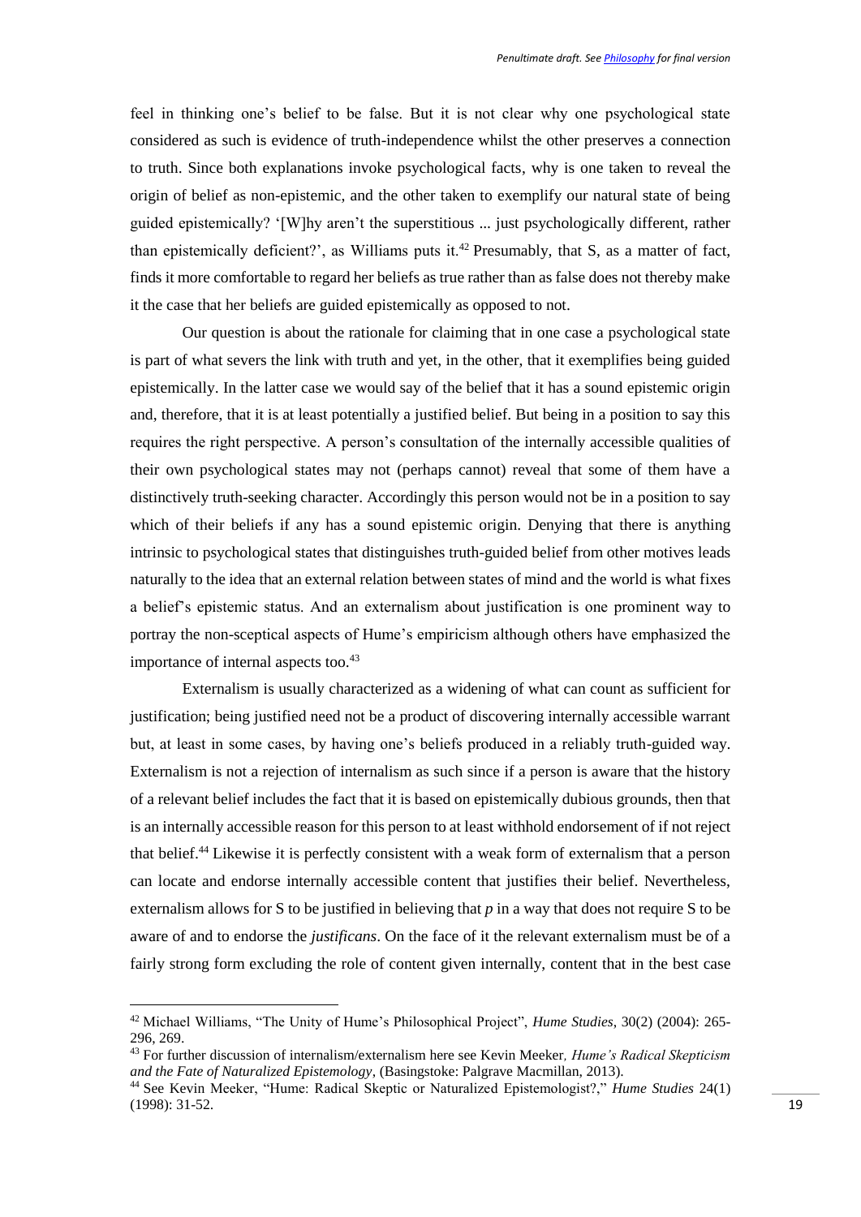feel in thinking one's belief to be false. But it is not clear why one psychological state considered as such is evidence of truth-independence whilst the other preserves a connection to truth. Since both explanations invoke psychological facts, why is one taken to reveal the origin of belief as non-epistemic, and the other taken to exemplify our natural state of being guided epistemically? '[W]hy aren't the superstitious ... just psychologically different, rather than epistemically deficient?', as Williams puts it.[42] Presumably, that S, as a matter of fact, finds it more comfortable to regard her beliefs as true rather than as false does not thereby make it the case that her beliefs are guided epistemically as opposed to not.

Our question is about the rationale for claiming that in one case a psychological state is part of what severs the link with truth and yet, in the other, that it exemplifies being guided epistemically. In the latter case we would say of the belief that it has a sound epistemic origin and, therefore, that it is at least potentially a justified belief. But being in a position to say this requires the right perspective. A person's consultation of the internally accessible qualities of their own psychological states may not (perhaps cannot) reveal that some of them have a distinctively truth-seeking character. Accordingly this person would not be in a position to say which of their beliefs if any has a sound epistemic origin. Denying that there is anything intrinsic to psychological states that distinguishes truth-guided belief from other motives leads naturally to the idea that an external relation between states of mind and the world is what fixes a belief's epistemic status. And an externalism about justification is one prominent way to portray the non-sceptical aspects of Hume's empiricism although others have emphasized the importance of internal aspects too.[43]

Externalism is usually characterized as a widening of what can count as sufficient for justification; being justified need not be a product of discovering internally accessible warrant but, at least in some cases, by having one's beliefs produced in a reliably truth-guided way. Externalism is not a rejection of internalism as such since if a person is aware that the history of a relevant belief includes the fact that it is based on epistemically dubious grounds, then that is an internally accessible reason for this person to at least withhold endorsement of if not reject that belief.[44] Likewise it is perfectly consistent with a weak form of externalism that a person can locate and endorse internally accessible content that justifies their belief. Nevertheless, externalism allows for S to be justified in believing that *p* in a way that does not require S to be aware of and to endorse the *justificans*. On the face of it the relevant externalism must be of a fairly strong form excluding the role of content given internally, content that in the best case

---

[42] Michael Williams, "The Unity of Hume's Philosophical Project", *Hume Studies*, 30(2) (2004): 265-296, 269.

[43] For further discussion of internalism/externalism here see Kevin Meeker, *Hume's Radical Skepticism and the Fate of Naturalized Epistemology*, (Basingstoke: Palgrave Macmillan, 2013).

[44] See Kevin Meeker, "Hume: Radical Skeptic or Naturalized Epistemologist?," *Hume Studies* 24(1) (1998): 31-52.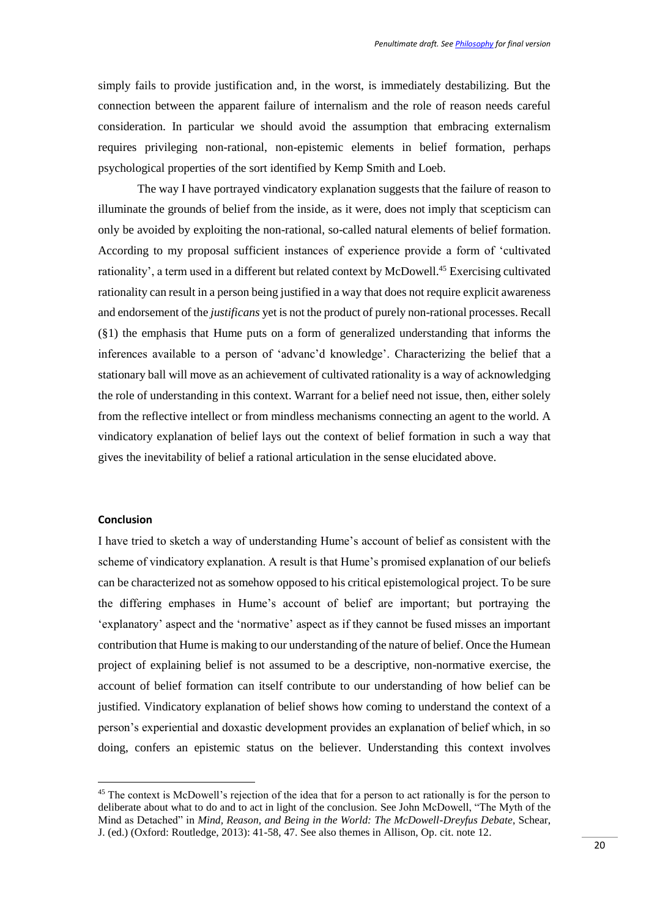simply fails to provide justification and, in the worst, is immediately destabilizing. But the connection between the apparent failure of internalism and the role of reason needs careful consideration. In particular we should avoid the assumption that embracing externalism requires privileging non-rational, non-epistemic elements in belief formation, perhaps psychological properties of the sort identified by Kemp Smith and Loeb.

The way I have portrayed vindicatory explanation suggests that the failure of reason to illuminate the grounds of belief from the inside, as it were, does not imply that scepticism can only be avoided by exploiting the non-rational, so-called natural elements of belief formation. According to my proposal sufficient instances of experience provide a form of 'cultivated rationality', a term used in a different but related context by McDowell.[45] Exercising cultivated rationality can result in a person being justified in a way that does not require explicit awareness and endorsement of the *justificans* yet is not the product of purely non-rational processes. Recall (§1) the emphasis that Hume puts on a form of generalized understanding that informs the inferences available to a person of 'advanc'd knowledge'. Characterizing the belief that a stationary ball will move as an achievement of cultivated rationality is a way of acknowledging the role of understanding in this context. Warrant for a belief need not issue, then, either solely from the reflective intellect or from mindless mechanisms connecting an agent to the world. A vindicatory explanation of belief lays out the context of belief formation in such a way that gives the inevitability of belief a rational articulation in the sense elucidated above.

### Conclusion

I have tried to sketch a way of understanding Hume's account of belief as consistent with the scheme of vindicatory explanation. A result is that Hume's promised explanation of our beliefs can be characterized not as somehow opposed to his critical epistemological project. To be sure the differing emphases in Hume's account of belief are important; but portraying the 'explanatory' aspect and the 'normative' aspect as if they cannot be fused misses an important contribution that Hume is making to our understanding of the nature of belief. Once the Humean project of explaining belief is not assumed to be a descriptive, non-normative exercise, the account of belief formation can itself contribute to our understanding of how belief can be justified. Vindicatory explanation of belief shows how coming to understand the context of a person's experiential and doxastic development provides an explanation of belief which, in so doing, confers an epistemic status on the believer. Understanding this context involves

[45] The context is McDowell's rejection of the idea that for a person to act rationally is for the person to deliberate about what to do and to act in light of the conclusion. See John McDowell, "The Myth of the Mind as Detached" in *Mind, Reason, and Being in the World: The McDowell-Dreyfus Debate*, Schear, J. (ed.) (Oxford: Routledge, 2013): 41-58, 47. See also themes in Allison, Op. cit. note 12.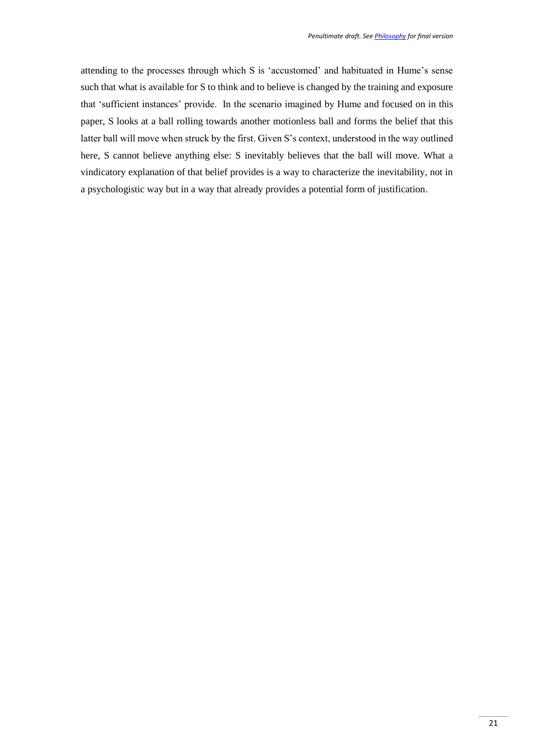attending to the processes through which S is 'accustomed' and habituated in Hume's sense such that what is available for S to think and to believe is changed by the training and exposure that 'sufficient instances' provide. In the scenario imagined by Hume and focused on in this paper, S looks at a ball rolling towards another motionless ball and forms the belief that this latter ball will move when struck by the first. Given S's context, understood in the way outlined here, S cannot believe anything else: S inevitably believes that the ball will move. What a vindicatory explanation of that belief provides is a way to characterize the inevitability, not in a psychologistic way but in a way that already provides a potential form of justification.